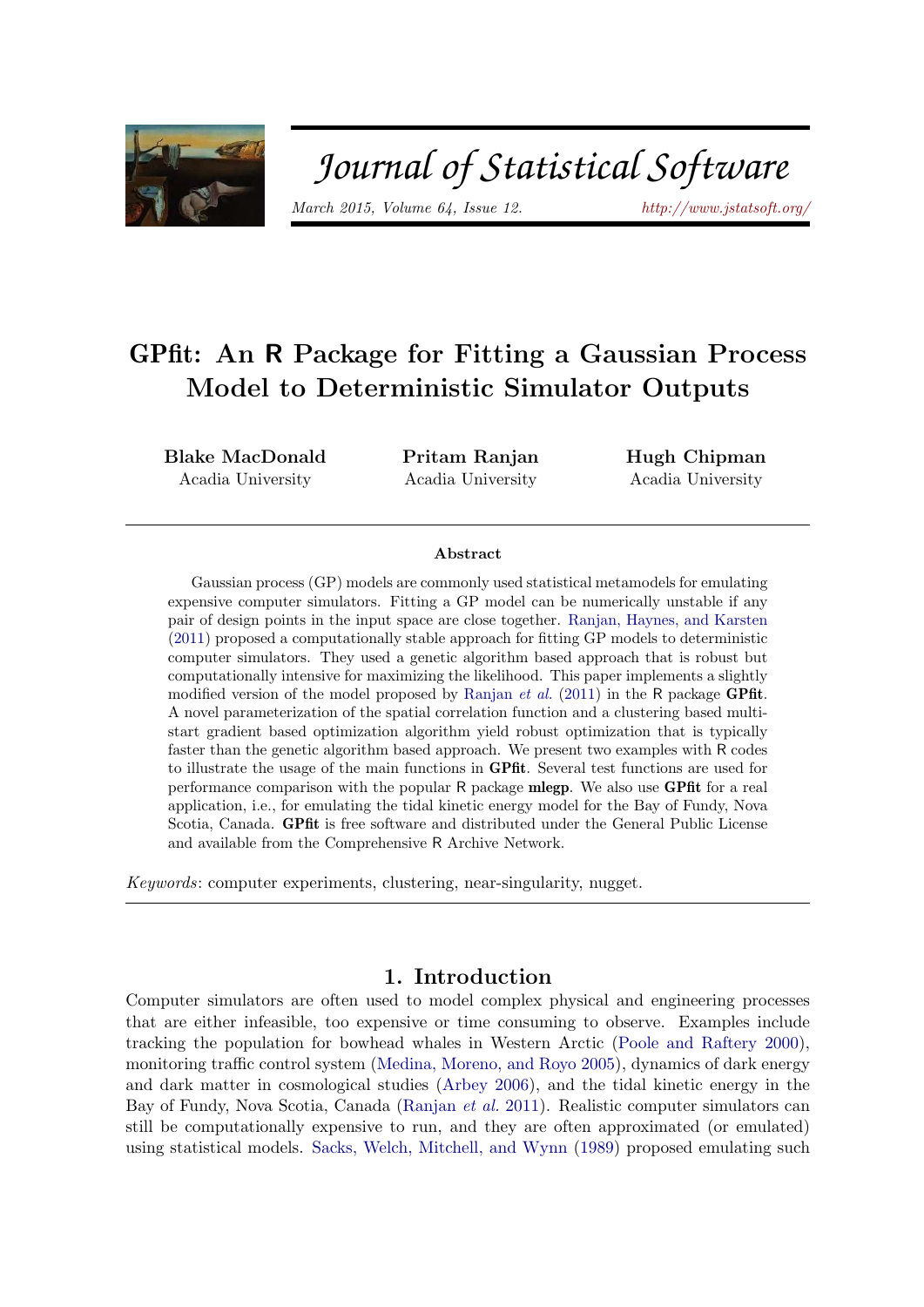# GPfit: An R Package for Fitting a Gaussian Process Model to Deterministic Simulator Outputs

**Blake MacDonald**
Acadia University

**Pritam Ranjan**
Acadia University

**Hugh Chipman**
Acadia University

### Abstract

Gaussian process (GP) models are commonly used statistical metamodels for emulating expensive computer simulators. Fitting a GP model can be numerically unstable if any pair of design points in the input space are close together. Ranjan, Haynes, and Karsten (2011) proposed a computationally stable approach for fitting GP models to deterministic computer simulators. They used a genetic algorithm based approach that is robust but computationally intensive for maximizing the likelihood. This paper implements a slightly modified version of the model proposed by Ranjan *et al.* (2011) in the R package **GPfit**. A novel parameterization of the spatial correlation function and a clustering based multi-start gradient based optimization algorithm yield robust optimization that is typically faster than the genetic algorithm based approach. We present two examples with R codes to illustrate the usage of the main functions in **GPfit**. Several test functions are used for performance comparison with the popular R package **mlegp**. We also use **GPfit** for a real application, i.e., for emulating the tidal kinetic energy model for the Bay of Fundy, Nova Scotia, Canada. **GPfit** is free software and distributed under the General Public License and available from the Comprehensive R Archive Network.

*Keywords*: computer experiments, clustering, near-singularity, nugget.

## 1. Introduction

Computer simulators are often used to model complex physical and engineering processes that are either infeasible, too expensive or time consuming to observe. Examples include tracking the population for bowhead whales in Western Arctic (Poole and Raftery 2000), monitoring traffic control system (Medina, Moreno, and Royo 2005), dynamics of dark energy and dark matter in cosmological studies (Arbey 2006), and the tidal kinetic energy in the Bay of Fundy, Nova Scotia, Canada (Ranjan *et al.* 2011). Realistic computer simulators can still be computationally expensive to run, and they are often approximated (or emulated) using statistical models. Sacks, Welch, Mitchell, and Wynn (1989) proposed emulating such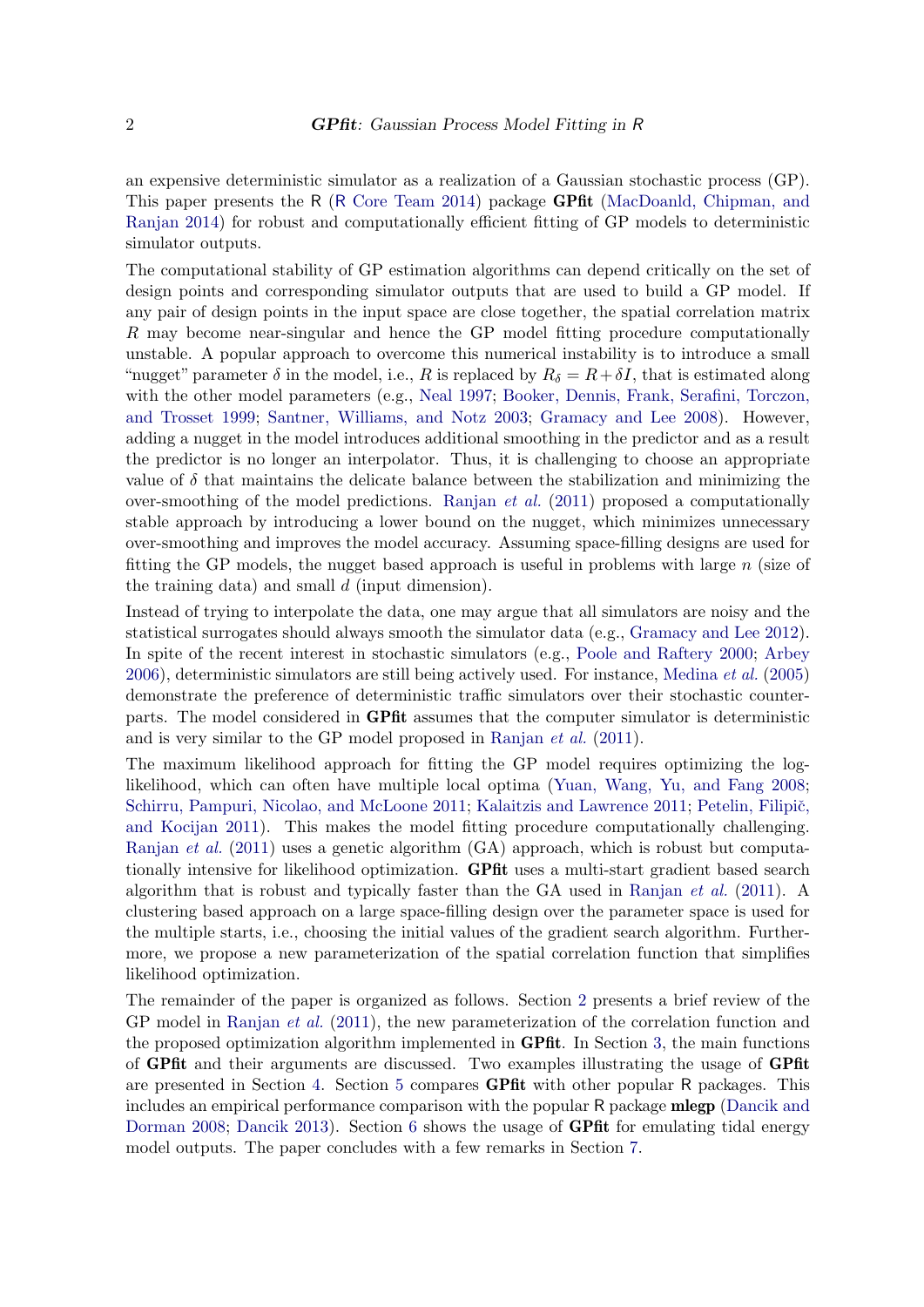an expensive deterministic simulator as a realization of a Gaussian stochastic process (GP). This paper presents the R (R Core Team 2014) package **GPfit** (MacDoanld, Chipman, and Ranjan 2014) for robust and computationally efficient fitting of GP models to deterministic simulator outputs.

The computational stability of GP estimation algorithms can depend critically on the set of design points and corresponding simulator outputs that are used to build a GP model. If any pair of design points in the input space are close together, the spatial correlation matrix $R$ may become near-singular and hence the GP model fitting procedure computationally unstable. A popular approach to overcome this numerical instability is to introduce a small "nugget" parameter $\delta$ in the model, i.e., $R$ is replaced by $R_\delta = R + \delta I$, that is estimated along with the other model parameters (e.g., Neal 1997; Booker, Dennis, Frank, Serafini, Torczon, and Trosset 1999; Santner, Williams, and Notz 2003; Gramacy and Lee 2008). However, adding a nugget in the model introduces additional smoothing in the predictor and as a result the predictor is no longer an interpolator. Thus, it is challenging to choose an appropriate value of $\delta$ that maintains the delicate balance between the stabilization and minimizing the over-smoothing of the model predictions. Ranjan *et al.* (2011) proposed a computationally stable approach by introducing a lower bound on the nugget, which minimizes unnecessary over-smoothing and improves the model accuracy. Assuming space-filling designs are used for fitting the GP models, the nugget based approach is useful in problems with large $n$ (size of the training data) and small $d$ (input dimension).

Instead of trying to interpolate the data, one may argue that all simulators are noisy and the statistical surrogates should always smooth the simulator data (e.g., Gramacy and Lee 2012). In spite of the recent interest in stochastic simulators (e.g., Poole and Raftery 2000; Arbey 2006), deterministic simulators are still being actively used. For instance, Medina *et al.* (2005) demonstrate the preference of deterministic traffic simulators over their stochastic counterparts. The model considered in **GPfit** assumes that the computer simulator is deterministic and is very similar to the GP model proposed in Ranjan *et al.* (2011).

The maximum likelihood approach for fitting the GP model requires optimizing the log-likelihood, which can often have multiple local optima (Yuan, Wang, Yu, and Fang 2008; Schirru, Pampuri, Nicolao, and McLoone 2011; Kalaitzis and Lawrence 2011; Petelin, Filipič, and Kocijan 2011). This makes the model fitting procedure computationally challenging. Ranjan *et al.* (2011) uses a genetic algorithm (GA) approach, which is robust but computationally intensive for likelihood optimization. **GPfit** uses a multi-start gradient based search algorithm that is robust and typically faster than the GA used in Ranjan *et al.* (2011). A clustering based approach on a large space-filling design over the parameter space is used for the multiple starts, i.e., choosing the initial values of the gradient search algorithm. Furthermore, we propose a new parameterization of the spatial correlation function that simplifies likelihood optimization.

The remainder of the paper is organized as follows. Section 2 presents a brief review of the GP model in Ranjan *et al.* (2011), the new parameterization of the correlation function and the proposed optimization algorithm implemented in **GPfit**. In Section 3, the main functions of **GPfit** and their arguments are discussed. Two examples illustrating the usage of **GPfit** are presented in Section 4. Section 5 compares **GPfit** with other popular R packages. This includes an empirical performance comparison with the popular R package **mlegp** (Dancik and Dorman 2008; Dancik 2013). Section 6 shows the usage of **GPfit** for emulating tidal energy model outputs. The paper concludes with a few remarks in Section 7.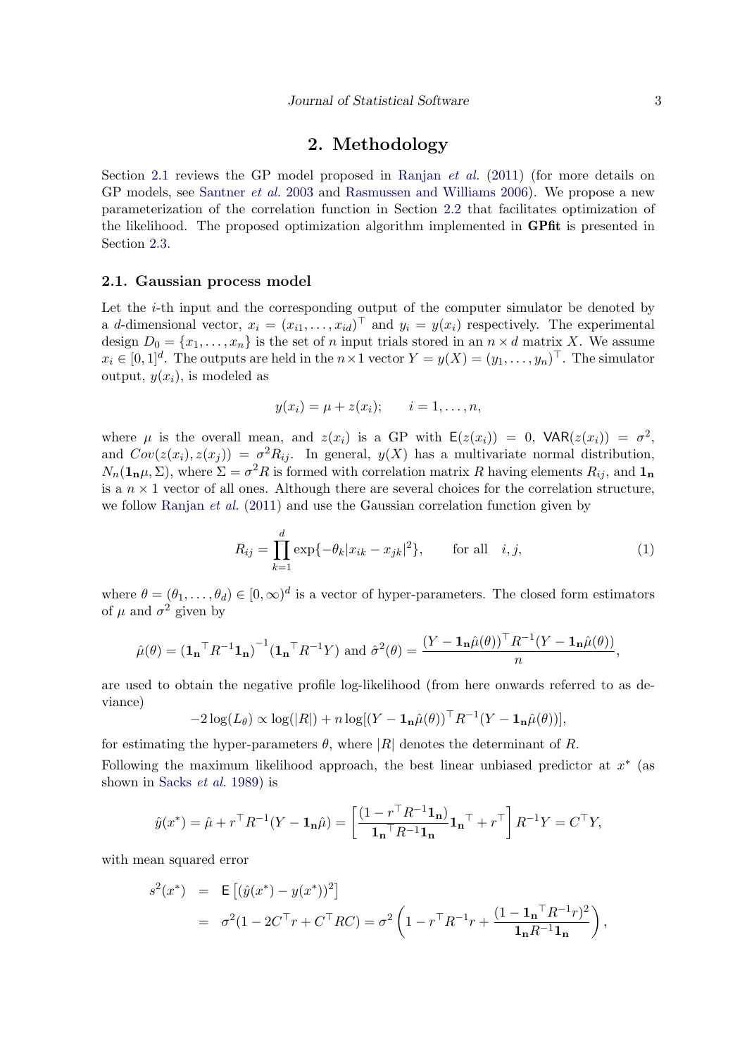# 2. Methodology

Section 2.1 reviews the GP model proposed in Ranjan *et al.* (2011) (for more details on GP models, see Santner *et al.* 2003 and Rasmussen and Williams 2006). We propose a new parameterization of the correlation function in Section 2.2 that facilitates optimization of the likelihood. The proposed optimization algorithm implemented in **GPfit** is presented in Section 2.3.

## 2.1. Gaussian process model

Let the $i$-th input and the corresponding output of the computer simulator be denoted by a $d$-dimensional vector, $x_i = (x_{i1}, \ldots, x_{id})^\top$ and $y_i = y(x_i)$ respectively. The experimental design $D_0 = \{x_1, \ldots, x_n\}$ is the set of $n$ input trials stored in an $n \times d$ matrix $X$. We assume $x_i \in [0,1]^d$. The outputs are held in the $n \times 1$ vector $Y = y(X) = (y_1, \ldots, y_n)^\top$. The simulator output, $y(x_i)$, is modeled as

$$y(x_i) = \mu + z(x_i); \qquad i = 1, \ldots, n,$$

where $\mu$ is the overall mean, and $z(x_i)$ is a GP with $\mathsf{E}(z(x_i)) = 0$, $\mathsf{VAR}(z(x_i)) = \sigma^2$, and $Cov(z(x_i), z(x_j)) = \sigma^2 R_{ij}$. In general, $y(X)$ has a multivariate normal distribution, $N_n(\mathbf{1_n}\mu, \Sigma)$, where $\Sigma = \sigma^2 R$ is formed with correlation matrix $R$ having elements $R_{ij}$, and $\mathbf{1_n}$ is a $n \times 1$ vector of all ones. Although there are several choices for the correlation structure, we follow Ranjan *et al.* (2011) and use the Gaussian correlation function given by

$$R_{ij} = \prod_{k=1}^{d} \exp\{-\theta_k |x_{ik} - x_{jk}|^2\}, \qquad \text{for all} \quad i, j, \tag{1}$$

where $\theta = (\theta_1, \ldots, \theta_d) \in [0, \infty)^d$ is a vector of hyper-parameters. The closed form estimators of $\mu$ and $\sigma^2$ given by

$$\hat{\mu}(\theta) = ({\mathbf{1_n}}^\top R^{-1} \mathbf{1_n})^{-1} ({\mathbf{1_n}}^\top R^{-1} Y) \text{ and } \hat{\sigma}^2(\theta) = \frac{(Y - \mathbf{1_n}\hat{\mu}(\theta))^\top R^{-1} (Y - \mathbf{1_n}\hat{\mu}(\theta))}{n},$$

are used to obtain the negative profile log-likelihood (from here onwards referred to as deviance)

$$-2\log(L_\theta) \propto \log(|R|) + n \log[(Y - \mathbf{1_n}\hat{\mu}(\theta))^\top R^{-1} (Y - \mathbf{1_n}\hat{\mu}(\theta))],$$

for estimating the hyper-parameters $\theta$, where $|R|$ denotes the determinant of $R$.

Following the maximum likelihood approach, the best linear unbiased predictor at $x^*$ (as shown in Sacks *et al.* 1989) is

$$\hat{y}(x^*) = \hat{\mu} + r^\top R^{-1}(Y - \mathbf{1_n}\hat{\mu}) = \left[ \frac{(1 - r^\top R^{-1} \mathbf{1_n})}{{\mathbf{1_n}}^\top R^{-1} \mathbf{1_n}} {\mathbf{1_n}}^\top + r^\top \right] R^{-1} Y = C^\top Y,$$

with mean squared error

$$\begin{aligned} s^2(x^*) &= \mathsf{E}\left[(\hat{y}(x^*) - y(x^*))^2\right] \\ &= \sigma^2(1 - 2C^\top r + C^\top R C) = \sigma^2 \left( 1 - r^\top R^{-1} r + \frac{(1 - {\mathbf{1_n}}^\top R^{-1} r)^2}{\mathbf{1_n} R^{-1} \mathbf{1_n}} \right), \end{aligned}$$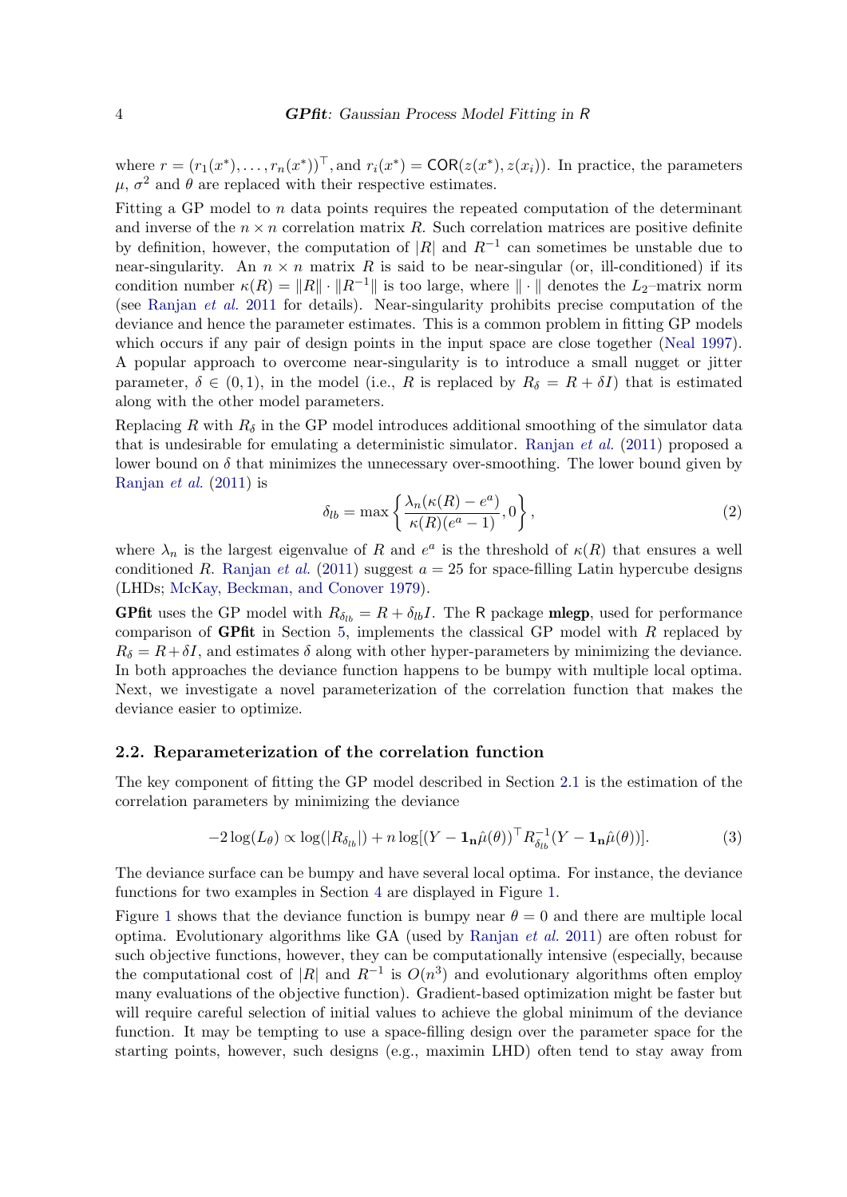where $r = (r_1(x^*), \ldots, r_n(x^*))^\top$, and $r_i(x^*) = \mathsf{COR}(z(x^*), z(x_i))$. In practice, the parameters $\mu$, $\sigma^2$ and $\theta$ are replaced with their respective estimates.

Fitting a GP model to $n$ data points requires the repeated computation of the determinant and inverse of the $n \times n$ correlation matrix $R$. Such correlation matrices are positive definite by definition, however, the computation of $|R|$ and $R^{-1}$ can sometimes be unstable due to near-singularity. An $n \times n$ matrix $R$ is said to be near-singular (or, ill-conditioned) if its condition number $\kappa(R) = \|R\| \cdot \|R^{-1}\|$ is too large, where $\|\cdot\|$ denotes the $L_2$–matrix norm (see Ranjan *et al.* 2011 for details). Near-singularity prohibits precise computation of the deviance and hence the parameter estimates. This is a common problem in fitting GP models which occurs if any pair of design points in the input space are close together (Neal 1997). A popular approach to overcome near-singularity is to introduce a small nugget or jitter parameter, $\delta \in (0, 1)$, in the model (i.e., $R$ is replaced by $R_\delta = R + \delta I$) that is estimated along with the other model parameters.

Replacing $R$ with $R_\delta$ in the GP model introduces additional smoothing of the simulator data that is undesirable for emulating a deterministic simulator. Ranjan *et al.* (2011) proposed a lower bound on $\delta$ that minimizes the unnecessary over-smoothing. The lower bound given by Ranjan *et al.* (2011) is

$$\delta_{lb} = \max\left\{ \frac{\lambda_n(\kappa(R) - e^a)}{\kappa(R)(e^a - 1)}, 0 \right\}, \tag{2}$$

where $\lambda_n$ is the largest eigenvalue of $R$ and $e^a$ is the threshold of $\kappa(R)$ that ensures a well conditioned $R$. Ranjan *et al.* (2011) suggest $a = 25$ for space-filling Latin hypercube designs (LHDs; McKay, Beckman, and Conover 1979).

**GPfit** uses the GP model with $R_{\delta_{lb}} = R + \delta_{lb} I$. The R package **mlegp**, used for performance comparison of **GPfit** in Section 5, implements the classical GP model with $R$ replaced by $R_\delta = R + \delta I$, and estimates $\delta$ along with other hyper-parameters by minimizing the deviance. In both approaches the deviance function happens to be bumpy with multiple local optima. Next, we investigate a novel parameterization of the correlation function that makes the deviance easier to optimize.

## 2.2. Reparameterization of the correlation function

The key component of fitting the GP model described in Section 2.1 is the estimation of the correlation parameters by minimizing the deviance

$$-2\log(L_\theta) \propto \log(|R_{\delta_{lb}}|) + n \log[(Y - \mathbf{1_n}\hat{\mu}(\theta))^\top R_{\delta_{lb}}^{-1}(Y - \mathbf{1_n}\hat{\mu}(\theta))]. \tag{3}$$

The deviance surface can be bumpy and have several local optima. For instance, the deviance functions for two examples in Section 4 are displayed in Figure 1.

Figure 1 shows that the deviance function is bumpy near $\theta = 0$ and there are multiple local optima. Evolutionary algorithms like GA (used by Ranjan *et al.* 2011) are often robust for such objective functions, however, they can be computationally intensive (especially, because the computational cost of $|R|$ and $R^{-1}$ is $O(n^3)$ and evolutionary algorithms often employ many evaluations of the objective function). Gradient-based optimization might be faster but will require careful selection of initial values to achieve the global minimum of the deviance function. It may be tempting to use a space-filling design over the parameter space for the starting points, however, such designs (e.g., maximin LHD) often tend to stay away from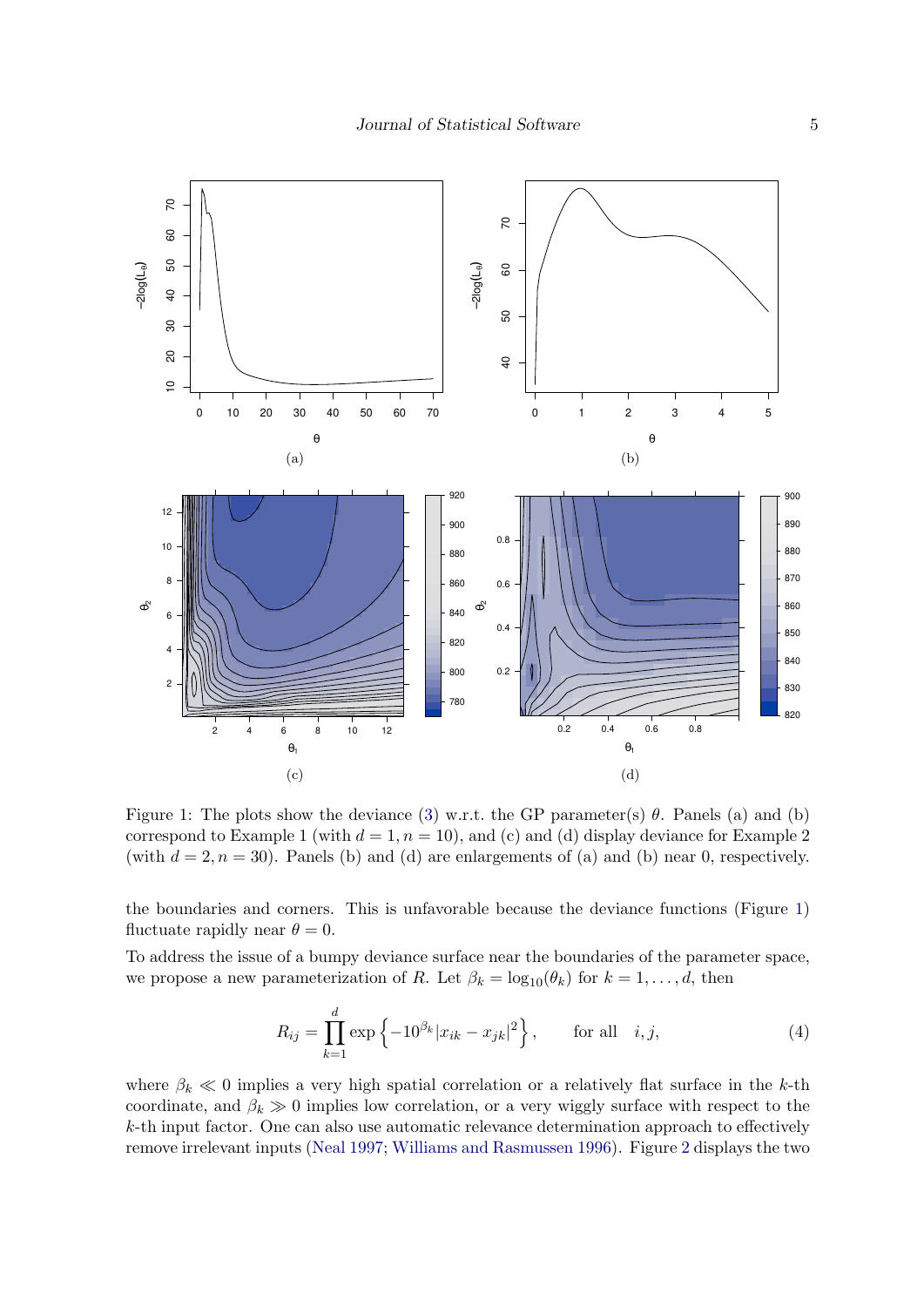Figure 1: The plots show the deviance (3) w.r.t. the GP parameter(s) $\theta$. Panels (a) and (b) correspond to Example 1 (with $d = 1, n = 10$), and (c) and (d) display deviance for Example 2 (with $d = 2, n = 30$). Panels (b) and (d) are enlargements of (a) and (b) near 0, respectively.

the boundaries and corners. This is unfavorable because the deviance functions (Figure 1) fluctuate rapidly near $\theta = 0$.

To address the issue of a bumpy deviance surface near the boundaries of the parameter space, we propose a new parameterization of $R$. Let $\beta_k = \log_{10}(\theta_k)$ for $k = 1, \ldots, d$, then

$$R_{ij} = \prod_{k=1}^{d} \exp\left\{-10^{\beta_k}|x_{ik} - x_{jk}|^2\right\}, \qquad \text{for all} \quad i, j, \tag{4}$$

where $\beta_k \ll 0$ implies a very high spatial correlation or a relatively flat surface in the $k$-th coordinate, and $\beta_k \gg 0$ implies low correlation, or a very wiggly surface with respect to the $k$-th input factor. One can also use automatic relevance determination approach to effectively remove irrelevant inputs (Neal 1997; Williams and Rasmussen 1996). Figure 2 displays the two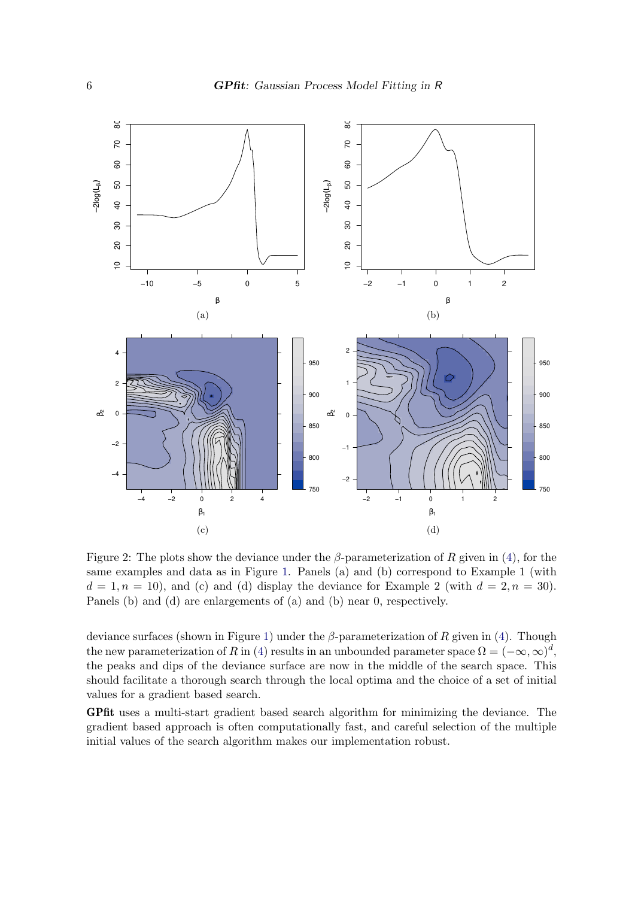Figure 2: The plots show the deviance under the $\beta$-parameterization of $R$ given in (4), for the same examples and data as in Figure 1. Panels (a) and (b) correspond to Example 1 (with $d = 1, n = 10$), and (c) and (d) display the deviance for Example 2 (with $d = 2, n = 30$). Panels (b) and (d) are enlargements of (a) and (b) near 0, respectively.

deviance surfaces (shown in Figure 1) under the $\beta$-parameterization of $R$ given in (4). Though the new parameterization of $R$ in (4) results in an unbounded parameter space $\Omega = (-\infty, \infty)^d$, the peaks and dips of the deviance surface are now in the middle of the search space. This should facilitate a thorough search through the local optima and the choice of a set of initial values for a gradient based search.

**GPfit** uses a multi-start gradient based search algorithm for minimizing the deviance. The gradient based approach is often computationally fast, and careful selection of the multiple initial values of the search algorithm makes our implementation robust.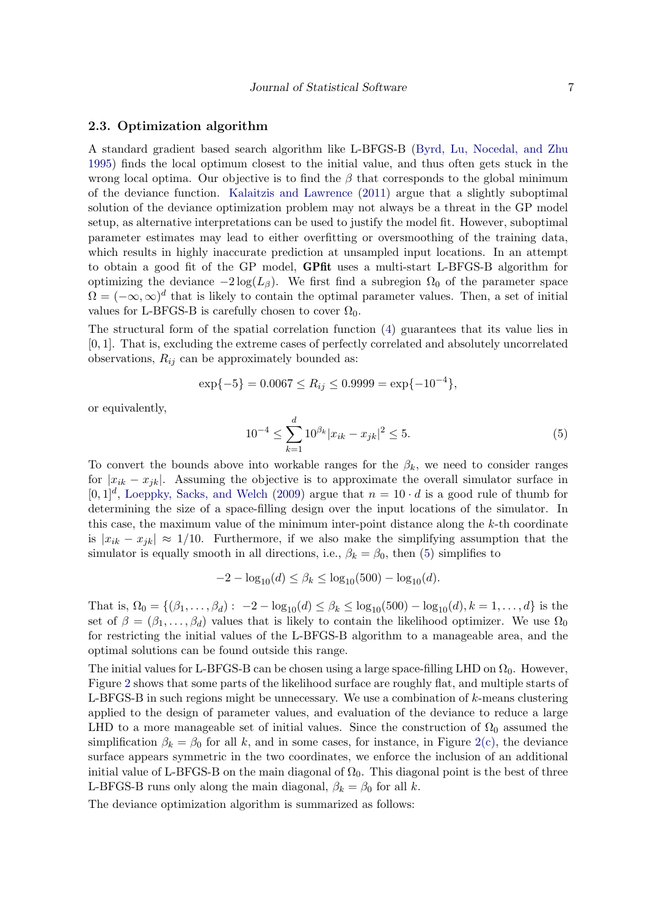### 2.3. Optimization algorithm

A standard gradient based search algorithm like L-BFGS-B (Byrd, Lu, Nocedal, and Zhu 1995) finds the local optimum closest to the initial value, and thus often gets stuck in the wrong local optima. Our objective is to find the $\beta$ that corresponds to the global minimum of the deviance function. Kalaitzis and Lawrence (2011) argue that a slightly suboptimal solution of the deviance optimization problem may not always be a threat in the GP model setup, as alternative interpretations can be used to justify the model fit. However, suboptimal parameter estimates may lead to either overfitting or oversmoothing of the training data, which results in highly inaccurate prediction at unsampled input locations. In an attempt to obtain a good fit of the GP model, **GPfit** uses a multi-start L-BFGS-B algorithm for optimizing the deviance $-2\log(L_\beta)$. We first find a subregion $\Omega_0$ of the parameter space $\Omega = (-\infty, \infty)^d$ that is likely to contain the optimal parameter values. Then, a set of initial values for L-BFGS-B is carefully chosen to cover $\Omega_0$.

The structural form of the spatial correlation function (4) guarantees that its value lies in $[0, 1]$. That is, excluding the extreme cases of perfectly correlated and absolutely uncorrelated observations, $R_{ij}$ can be approximately bounded as:

$$\exp\{-5\} = 0.0067 \leq R_{ij} \leq 0.9999 = \exp\{-10^{-4}\},$$

or equivalently,

$$10^{-4} \leq \sum_{k=1}^{d} 10^{\beta_k} |x_{ik} - x_{jk}|^2 \leq 5. \tag{5}$$

To convert the bounds above into workable ranges for the $\beta_k$, we need to consider ranges for $|x_{ik} - x_{jk}|$. Assuming the objective is to approximate the overall simulator surface in $[0, 1]^d$, Loeppky, Sacks, and Welch (2009) argue that $n = 10 \cdot d$ is a good rule of thumb for determining the size of a space-filling design over the input locations of the simulator. In this case, the maximum value of the minimum inter-point distance along the $k$-th coordinate is $|x_{ik} - x_{jk}| \approx 1/10$. Furthermore, if we also make the simplifying assumption that the simulator is equally smooth in all directions, i.e., $\beta_k = \beta_0$, then (5) simplifies to

$$-2 - \log_{10}(d) \leq \beta_k \leq \log_{10}(500) - \log_{10}(d).$$

That is, $\Omega_0 = \{(\beta_1, \ldots, \beta_d) : -2 - \log_{10}(d) \leq \beta_k \leq \log_{10}(500) - \log_{10}(d), k = 1, \ldots, d\}$ is the set of $\beta = (\beta_1, \ldots, \beta_d)$ values that is likely to contain the likelihood optimizer. We use $\Omega_0$ for restricting the initial values of the L-BFGS-B algorithm to a manageable area, and the optimal solutions can be found outside this range.

The initial values for L-BFGS-B can be chosen using a large space-filling LHD on $\Omega_0$. However, Figure 2 shows that some parts of the likelihood surface are roughly flat, and multiple starts of L-BFGS-B in such regions might be unnecessary. We use a combination of $k$-means clustering applied to the design of parameter values, and evaluation of the deviance to reduce a large LHD to a more manageable set of initial values. Since the construction of $\Omega_0$ assumed the simplification $\beta_k = \beta_0$ for all $k$, and in some cases, for instance, in Figure 2(c), the deviance surface appears symmetric in the two coordinates, we enforce the inclusion of an additional initial value of L-BFGS-B on the main diagonal of $\Omega_0$. This diagonal point is the best of three L-BFGS-B runs only along the main diagonal, $\beta_k = \beta_0$ for all $k$.

The deviance optimization algorithm is summarized as follows: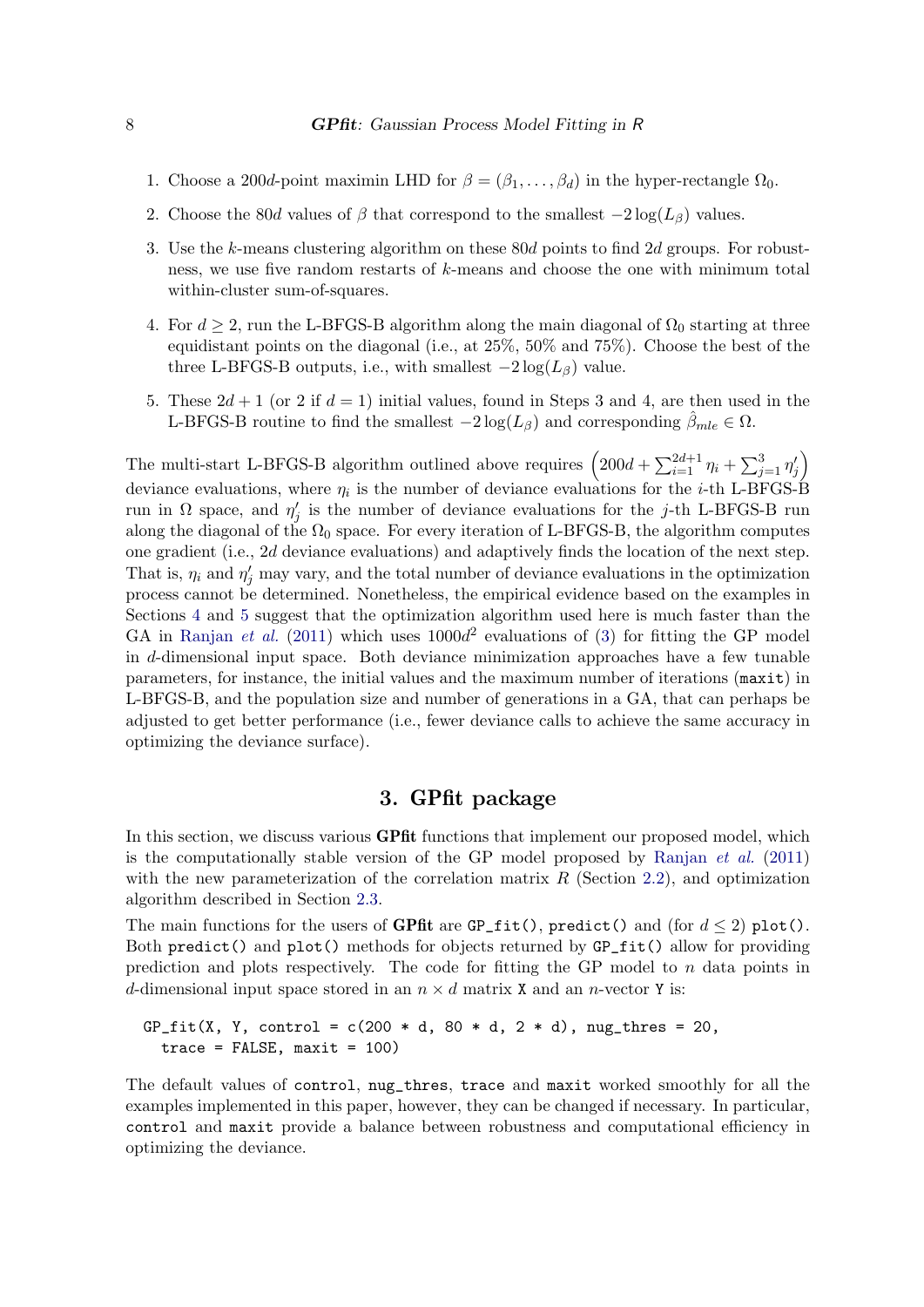1. Choose a $200d$-point maximin LHD for $\beta = (\beta_1, \ldots, \beta_d)$ in the hyper-rectangle $\Omega_0$.

2. Choose the $80d$ values of $\beta$ that correspond to the smallest $-2\log(L_\beta)$ values.

3. Use the $k$-means clustering algorithm on these $80d$ points to find $2d$ groups. For robustness, we use five random restarts of $k$-means and choose the one with minimum total within-cluster sum-of-squares.

4. For $d \geq 2$, run the L-BFGS-B algorithm along the main diagonal of $\Omega_0$ starting at three equidistant points on the diagonal (i.e., at 25%, 50% and 75%). Choose the best of the three L-BFGS-B outputs, i.e., with smallest $-2\log(L_\beta)$ value.

5. These $2d+1$ (or 2 if $d = 1$) initial values, found in Steps 3 and 4, are then used in the L-BFGS-B routine to find the smallest $-2\log(L_\beta)$ and corresponding $\hat{\beta}_{mle} \in \Omega$.

The multi-start L-BFGS-B algorithm outlined above requires $\left(200d + \sum_{i=1}^{2d+1} \eta_i + \sum_{j=1}^{3} \eta'_j\right)$ deviance evaluations, where $\eta_i$ is the number of deviance evaluations for the $i$-th L-BFGS-B run in $\Omega$ space, and $\eta'_j$ is the number of deviance evaluations for the $j$-th L-BFGS-B run along the diagonal of the $\Omega_0$ space. For every iteration of L-BFGS-B, the algorithm computes one gradient (i.e., $2d$ deviance evaluations) and adaptively finds the location of the next step. That is, $\eta_i$ and $\eta'_j$ may vary, and the total number of deviance evaluations in the optimization process cannot be determined. Nonetheless, the empirical evidence based on the examples in Sections 4 and 5 suggest that the optimization algorithm used here is much faster than the GA in Ranjan *et al.* (2011) which uses $1000d^2$ evaluations of (3) for fitting the GP model in $d$-dimensional input space. Both deviance minimization approaches have a few tunable parameters, for instance, the initial values and the maximum number of iterations (`maxit`) in L-BFGS-B, and the population size and number of generations in a GA, that can perhaps be adjusted to get better performance (i.e., fewer deviance calls to achieve the same accuracy in optimizing the deviance surface).

## 3. GPfit package

In this section, we discuss various **GPfit** functions that implement our proposed model, which is the computationally stable version of the GP model proposed by Ranjan *et al.* (2011) with the new parameterization of the correlation matrix $R$ (Section 2.2), and optimization algorithm described in Section 2.3.

The main functions for the users of **GPfit** are `GP_fit()`, `predict()` and (for $d \leq 2$) `plot()`. Both `predict()` and `plot()` methods for objects returned by `GP_fit()` allow for providing prediction and plots respectively. The code for fitting the GP model to $n$ data points in $d$-dimensional input space stored in an $n \times d$ matrix `X` and an $n$-vector `Y` is:

```
GP_fit(X, Y, control = c(200 * d, 80 * d, 2 * d), nug_thres = 20,
  trace = FALSE, maxit = 100)
```

The default values of `control`, `nug_thres`, `trace` and `maxit` worked smoothly for all the examples implemented in this paper, however, they can be changed if necessary. In particular, `control` and `maxit` provide a balance between robustness and computational efficiency in optimizing the deviance.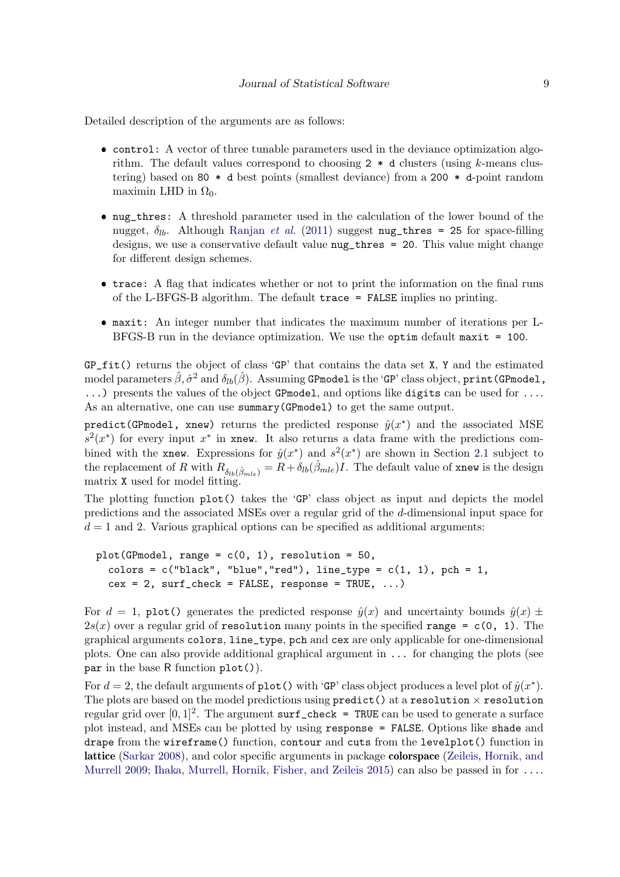Detailed description of the arguments are as follows:

- `control`: A vector of three tunable parameters used in the deviance optimization algorithm. The default values correspond to choosing `2 * d` clusters (using $k$-means clustering) based on `80 * d` best points (smallest deviance) from a `200 * d`-point random maximin LHD in $\Omega_0$.
- `nug_thres`: A threshold parameter used in the calculation of the lower bound of the nugget, $\delta_{lb}$. Although Ranjan *et al.* (2011) suggest `nug_thres = 25` for space-filling designs, we use a conservative default value `nug_thres = 20`. This value might change for different design schemes.
- `trace`: A flag that indicates whether or not to print the information on the final runs of the L-BFGS-B algorithm. The default `trace = FALSE` implies no printing.
- `maxit`: An integer number that indicates the maximum number of iterations per L-BFGS-B run in the deviance optimization. We use the `optim` default `maxit = 100`.

`GP_fit()` returns the object of class 'GP' that contains the data set `X`, `Y` and the estimated model parameters $\hat{\beta}, \hat{\sigma}^2$ and $\delta_{lb}(\hat{\beta})$. Assuming `GPmodel` is the 'GP' class object, `print(GPmodel, ...)` presents the values of the object `GPmodel`, and options like `digits` can be used for `...`. As an alternative, one can use `summary(GPmodel)` to get the same output.

`predict(GPmodel, xnew)` returns the predicted response $\hat{y}(x^*)$ and the associated MSE $s^2(x^*)$ for every input $x^*$ in `xnew`. It also returns a data frame with the predictions combined with the `xnew`. Expressions for $\hat{y}(x^*)$ and $s^2(x^*)$ are shown in Section 2.1 subject to the replacement of $R$ with $R_{\delta_{lb}(\hat{\beta}_{mle})} = R + \delta_{lb}(\hat{\beta}_{mle})I$. The default value of `xnew` is the design matrix `X` used for model fitting.

The plotting function `plot()` takes the 'GP' class object as input and depicts the model predictions and the associated MSEs over a regular grid of the $d$-dimensional input space for $d = 1$ and 2. Various graphical options can be specified as additional arguments:

```
plot(GPmodel, range = c(0, 1), resolution = 50,
  colors = c("black", "blue","red"), line_type = c(1, 1), pch = 1,
  cex = 2, surf_check = FALSE, response = TRUE, ...)
```

For $d = 1$, `plot()` generates the predicted response $\hat{y}(x)$ and uncertainty bounds $\hat{y}(x) \pm 2s(x)$ over a regular grid of `resolution` many points in the specified `range = c(0, 1)`. The graphical arguments `colors`, `line_type`, `pch` and `cex` are only applicable for one-dimensional plots. One can also provide additional graphical argument in `...` for changing the plots (see `par` in the base R function `plot()`).

For $d = 2$, the default arguments of `plot()` with 'GP' class object produces a level plot of $\hat{y}(x^*)$. The plots are based on the model predictions using `predict()` at a `resolution` $\times$ `resolution` regular grid over $[0, 1]^2$. The argument `surf_check = TRUE` can be used to generate a surface plot instead, and MSEs can be plotted by using `response = FALSE`. Options like `shade` and `drape` from the `wireframe()` function, `contour` and `cuts` from the `levelplot()` function in **lattice** (Sarkar 2008), and color specific arguments in package **colorspace** (Zeileis, Hornik, and Murrell 2009; Ihaka, Murrell, Hornik, Fisher, and Zeileis 2015) can also be passed in for `...`.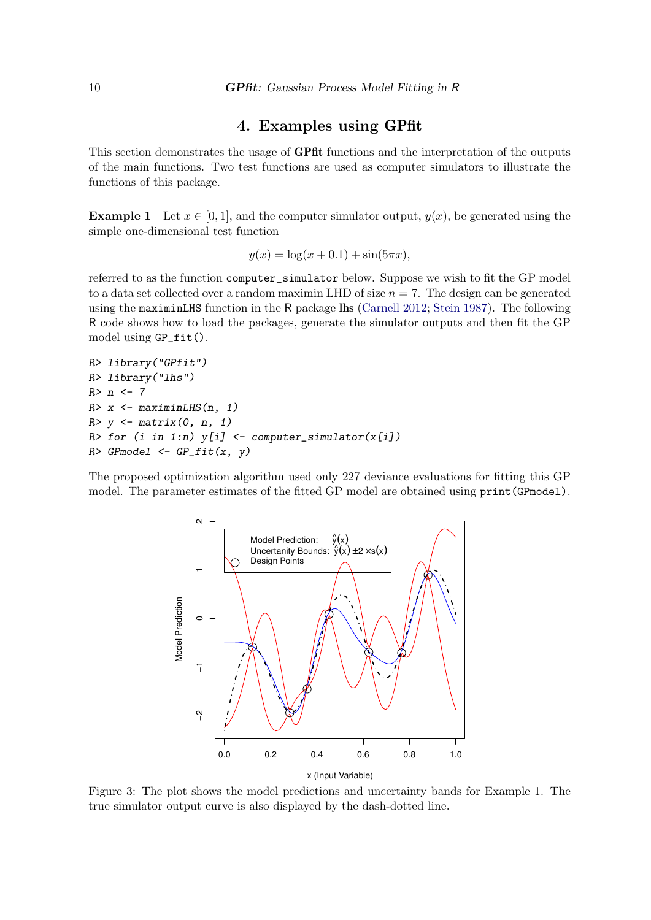# 4. Examples using GPfit

This section demonstrates the usage of **GPfit** functions and the interpretation of the outputs of the main functions. Two test functions are used as computer simulators to illustrate the functions of this package.

**Example 1** Let $x \in [0, 1]$, and the computer simulator output, $y(x)$, be generated using the simple one-dimensional test function

$$y(x) = \log(x + 0.1) + \sin(5\pi x),$$

referred to as the function `computer_simulator` below. Suppose we wish to fit the GP model to a data set collected over a random maximin LHD of size $n = 7$. The design can be generated using the `maximinLHS` function in the R package **lhs** (Carnell 2012; Stein 1987). The following R code shows how to load the packages, generate the simulator outputs and then fit the GP model using `GP_fit()`.

```
R> library("GPfit")
R> library("lhs")
R> n <- 7
R> x <- maximinLHS(n, 1)
R> y <- matrix(0, n, 1)
R> for (i in 1:n) y[i] <- computer_simulator(x[i])
R> GPmodel <- GP_fit(x, y)
```

The proposed optimization algorithm used only 227 deviance evaluations for fitting this GP model. The parameter estimates of the fitted GP model are obtained using `print(GPmodel)`.

Figure 3: The plot shows the model predictions and uncertainty bands for Example 1. The true simulator output curve is also displayed by the dash-dotted line.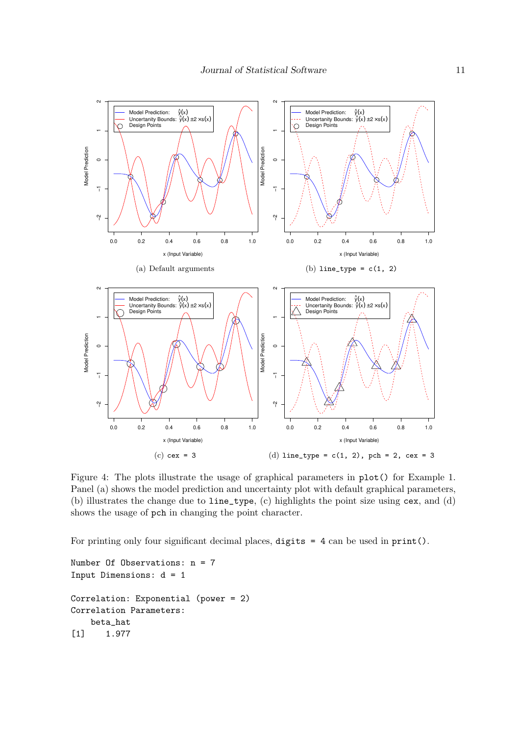(a) Default arguments

(b) `line_type = c(1, 2)`

(c) `cex = 3`

(d) `line_type = c(1, 2), pch = 2, cex = 3`

Figure 4: The plots illustrate the usage of graphical parameters in `plot()` for Example 1. Panel (a) shows the model prediction and uncertainty plot with default graphical parameters, (b) illustrates the change due to `line_type`, (c) highlights the point size using `cex`, and (d) shows the usage of `pch` in changing the point character.

For printing only four significant decimal places, `digits = 4` can be used in `print()`.

```
Number Of Observations: n = 7
Input Dimensions: d = 1

Correlation: Exponential (power = 2)
Correlation Parameters:
    beta_hat
[1]    1.977
```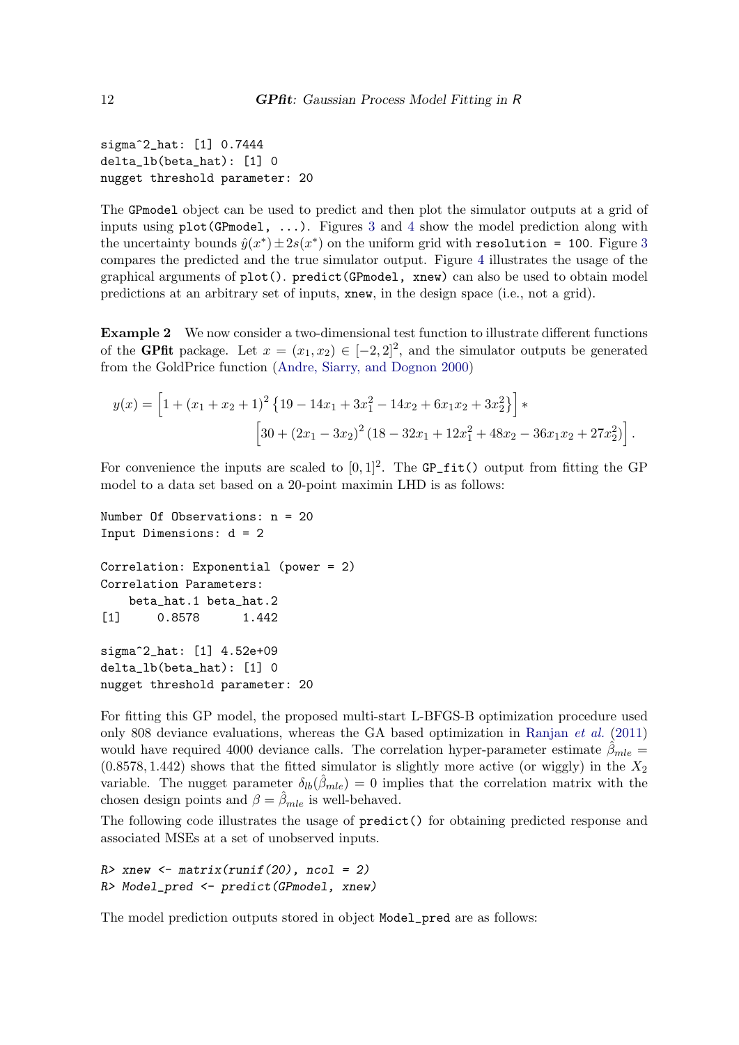```
sigma^2_hat: [1] 0.7444
delta_lb(beta_hat): [1] 0
nugget threshold parameter: 20
```

The `GPmodel` object can be used to predict and then plot the simulator outputs at a grid of inputs using `plot(GPmodel, ...)`. Figures 3 and 4 show the model prediction along with the uncertainty bounds $\hat{y}(x^*) \pm 2s(x^*)$ on the uniform grid with `resolution = 100`. Figure 3 compares the predicted and the true simulator output. Figure 4 illustrates the usage of the graphical arguments of `plot()`. `predict(GPmodel, xnew)` can also be used to obtain model predictions at an arbitrary set of inputs, `xnew`, in the design space (i.e., not a grid).

**Example 2** We now consider a two-dimensional test function to illustrate different functions of the **GPfit** package. Let $x = (x_1, x_2) \in [-2, 2]^2$, and the simulator outputs be generated from the GoldPrice function (Andre, Siarry, and Dognon 2000)

$$y(x) = \left[1 + (x_1 + x_2 + 1)^2 \left\{19 - 14x_1 + 3x_1^2 - 14x_2 + 6x_1x_2 + 3x_2^2\right\}\right] * \left[30 + (2x_1 - 3x_2)^2 \left(18 - 32x_1 + 12x_1^2 + 48x_2 - 36x_1x_2 + 27x_2^2\right)\right].$$

For convenience the inputs are scaled to $[0, 1]^2$. The `GP_fit()` output from fitting the GP model to a data set based on a 20-point maximin LHD is as follows:

```
Number Of Observations: n = 20
Input Dimensions: d = 2

Correlation: Exponential (power = 2)
Correlation Parameters:
    beta_hat.1 beta_hat.2
[1]     0.8578      1.442

sigma^2_hat: [1] 4.52e+09
delta_lb(beta_hat): [1] 0
nugget threshold parameter: 20
```

For fitting this GP model, the proposed multi-start L-BFGS-B optimization procedure used only 808 deviance evaluations, whereas the GA based optimization in Ranjan *et al.* (2011) would have required 4000 deviance calls. The correlation hyper-parameter estimate $\hat{\beta}_{mle} = (0.8578, 1.442)$ shows that the fitted simulator is slightly more active (or wiggly) in the $X_2$ variable. The nugget parameter $\delta_{lb}(\hat{\beta}_{mle}) = 0$ implies that the correlation matrix with the chosen design points and $\beta = \hat{\beta}_{mle}$ is well-behaved.

The following code illustrates the usage of `predict()` for obtaining predicted response and associated MSEs at a set of unobserved inputs.

```
R> xnew <- matrix(runif(20), ncol = 2)
R> Model_pred <- predict(GPmodel, xnew)
```

The model prediction outputs stored in object `Model_pred` are as follows: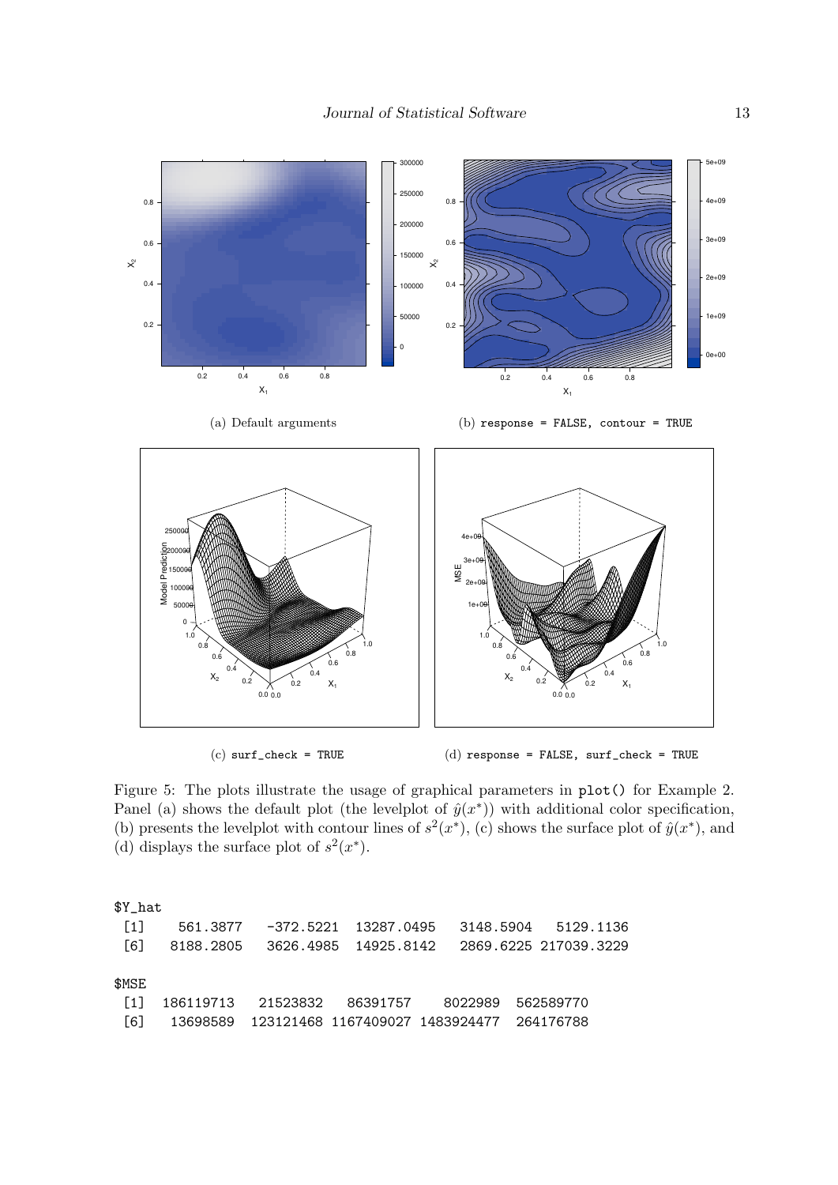(a) Default arguments

(b) `response = FALSE, contour = TRUE`

(c) `surf_check = TRUE`

(d) `response = FALSE, surf_check = TRUE`

Figure 5: The plots illustrate the usage of graphical parameters in `plot()` for Example 2. Panel (a) shows the default plot (the levelplot of $\hat{y}(x^*)$) with additional color specification, (b) presents the levelplot with contour lines of $s^2(x^*)$, (c) shows the surface plot of $\hat{y}(x^*)$, and (d) displays the surface plot of $s^2(x^*)$.

```
$Y_hat
 [1]    561.3877   -372.5221  13287.0495   3148.5904   5129.1136
 [6]   8188.2805   3626.4985  14925.8142   2869.6225 217039.3229

$MSE
 [1]  186119713   21523832   86391757    8022989  562589770
 [6]   13698589  123121468 1167409027 1483924477  264176788
```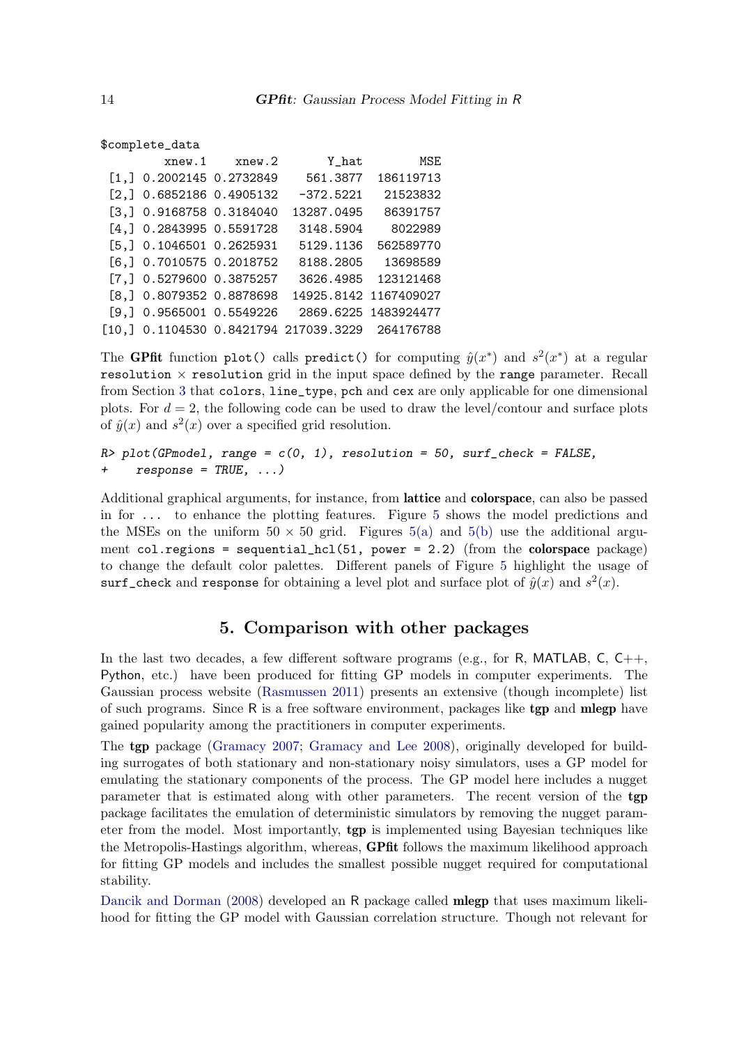```
$complete_data
         xnew.1    xnew.2       Y_hat        MSE
 [1,] 0.2002145 0.2732849    561.3877  186119713
 [2,] 0.6852186 0.4905132   -372.5221   21523832
 [3,] 0.9168758 0.3184040  13287.0495   86391757
 [4,] 0.2843995 0.5591728   3148.5904    8022989
 [5,] 0.1046501 0.2625931   5129.1136  562589770
 [6,] 0.7010575 0.2018752   8188.2805   13698589
 [7,] 0.5279600 0.3875257   3626.4985  123121468
 [8,] 0.8079352 0.8878698  14925.8142 1167409027
 [9,] 0.9565001 0.5549226   2869.6225 1483924477
[10,] 0.1104530 0.8421794 217039.3229  264176788
```

The **GPfit** function `plot()` calls `predict()` for computing $\hat{y}(x^*)$ and $s^2(x^*)$ at a regular `resolution` × `resolution` grid in the input space defined by the `range` parameter. Recall from Section 3 that `colors`, `line_type`, `pch` and `cex` are only applicable for one dimensional plots. For $d = 2$, the following code can be used to draw the level/contour and surface plots of $\hat{y}(x)$ and $s^2(x)$ over a specified grid resolution.

```
R> plot(GPmodel, range = c(0, 1), resolution = 50, surf_check = FALSE,
+     response = TRUE, ...)
```

Additional graphical arguments, for instance, from **lattice** and **colorspace**, can also be passed in for `...` to enhance the plotting features. Figure 5 shows the model predictions and the MSEs on the uniform $50 \times 50$ grid. Figures 5(a) and 5(b) use the additional argument `col.regions = sequential_hcl(51, power = 2.2)` (from the **colorspace** package) to change the default color palettes. Different panels of Figure 5 highlight the usage of `surf_check` and `response` for obtaining a level plot and surface plot of $\hat{y}(x)$ and $s^2(x)$.

## 5. Comparison with other packages

In the last two decades, a few different software programs (e.g., for R, MATLAB, C, C++, Python, etc.) have been produced for fitting GP models in computer experiments. The Gaussian process website (Rasmussen 2011) presents an extensive (though incomplete) list of such programs. Since R is a free software environment, packages like **tgp** and **mlegp** have gained popularity among the practitioners in computer experiments.

The **tgp** package (Gramacy 2007; Gramacy and Lee 2008), originally developed for building surrogates of both stationary and non-stationary noisy simulators, uses a GP model for emulating the stationary components of the process. The GP model here includes a nugget parameter that is estimated along with other parameters. The recent version of the **tgp** package facilitates the emulation of deterministic simulators by removing the nugget parameter from the model. Most importantly, **tgp** is implemented using Bayesian techniques like the Metropolis-Hastings algorithm, whereas, **GPfit** follows the maximum likelihood approach for fitting GP models and includes the smallest possible nugget required for computational stability.

Dancik and Dorman (2008) developed an R package called **mlegp** that uses maximum likelihood for fitting the GP model with Gaussian correlation structure. Though not relevant for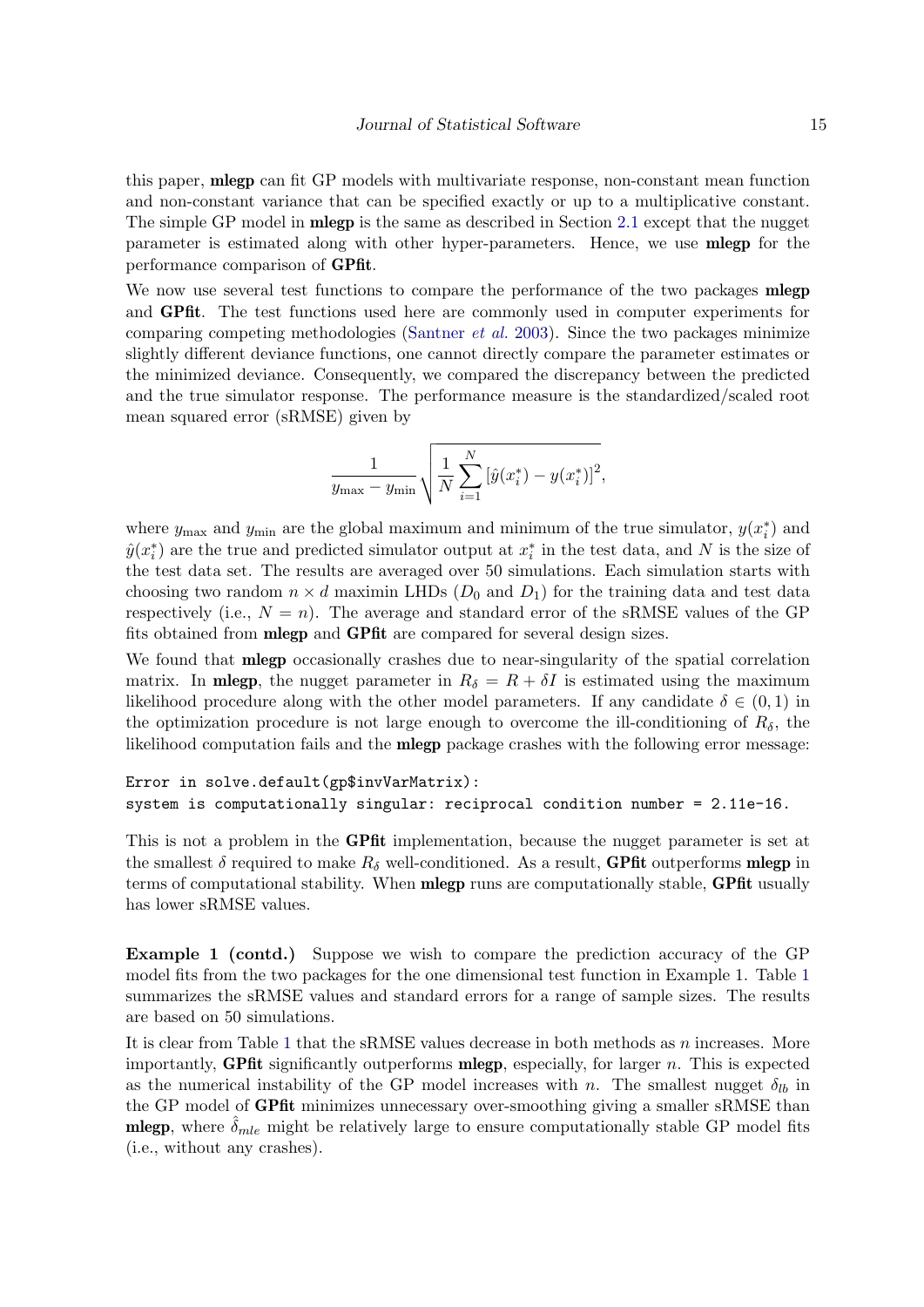this paper, **mlegp** can fit GP models with multivariate response, non-constant mean function and non-constant variance that can be specified exactly or up to a multiplicative constant. The simple GP model in **mlegp** is the same as described in Section 2.1 except that the nugget parameter is estimated along with other hyper-parameters. Hence, we use **mlegp** for the performance comparison of **GPfit**.

We now use several test functions to compare the performance of the two packages **mlegp** and **GPfit**. The test functions used here are commonly used in computer experiments for comparing competing methodologies (Santner *et al.* 2003). Since the two packages minimize slightly different deviance functions, one cannot directly compare the parameter estimates or the minimized deviance. Consequently, we compared the discrepancy between the predicted and the true simulator response. The performance measure is the standardized/scaled root mean squared error (sRMSE) given by

$$\frac{1}{y_{\max} - y_{\min}} \sqrt{\frac{1}{N} \sum_{i=1}^{N} \left[ \hat{y}(x_i^*) - y(x_i^*) \right]^2},$$

where $y_{\max}$ and $y_{\min}$ are the global maximum and minimum of the true simulator, $y(x_i^*)$ and $\hat{y}(x_i^*)$ are the true and predicted simulator output at $x_i^*$ in the test data, and $N$ is the size of the test data set. The results are averaged over 50 simulations. Each simulation starts with choosing two random $n \times d$ maximin LHDs ($D_0$ and $D_1$) for the training data and test data respectively (i.e., $N = n$). The average and standard error of the sRMSE values of the GP fits obtained from **mlegp** and **GPfit** are compared for several design sizes.

We found that **mlegp** occasionally crashes due to near-singularity of the spatial correlation matrix. In **mlegp**, the nugget parameter in $R_\delta = R + \delta I$ is estimated using the maximum likelihood procedure along with the other model parameters. If any candidate $\delta \in (0, 1)$ in the optimization procedure is not large enough to overcome the ill-conditioning of $R_\delta$, the likelihood computation fails and the **mlegp** package crashes with the following error message:

```
Error in solve.default(gp$invVarMatrix):
system is computationally singular: reciprocal condition number = 2.11e-16.
```

This is not a problem in the **GPfit** implementation, because the nugget parameter is set at the smallest $\delta$ required to make $R_\delta$ well-conditioned. As a result, **GPfit** outperforms **mlegp** in terms of computational stability. When **mlegp** runs are computationally stable, **GPfit** usually has lower sRMSE values.

**Example 1 (contd.)** Suppose we wish to compare the prediction accuracy of the GP model fits from the two packages for the one dimensional test function in Example 1. Table 1 summarizes the sRMSE values and standard errors for a range of sample sizes. The results are based on 50 simulations.

It is clear from Table 1 that the sRMSE values decrease in both methods as $n$ increases. More importantly, **GPfit** significantly outperforms **mlegp**, especially, for larger $n$. This is expected as the numerical instability of the GP model increases with $n$. The smallest nugget $\delta_{lb}$ in the GP model of **GPfit** minimizes unnecessary over-smoothing giving a smaller sRMSE than **mlegp**, where $\hat{\delta}_{mle}$ might be relatively large to ensure computationally stable GP model fits (i.e., without any crashes).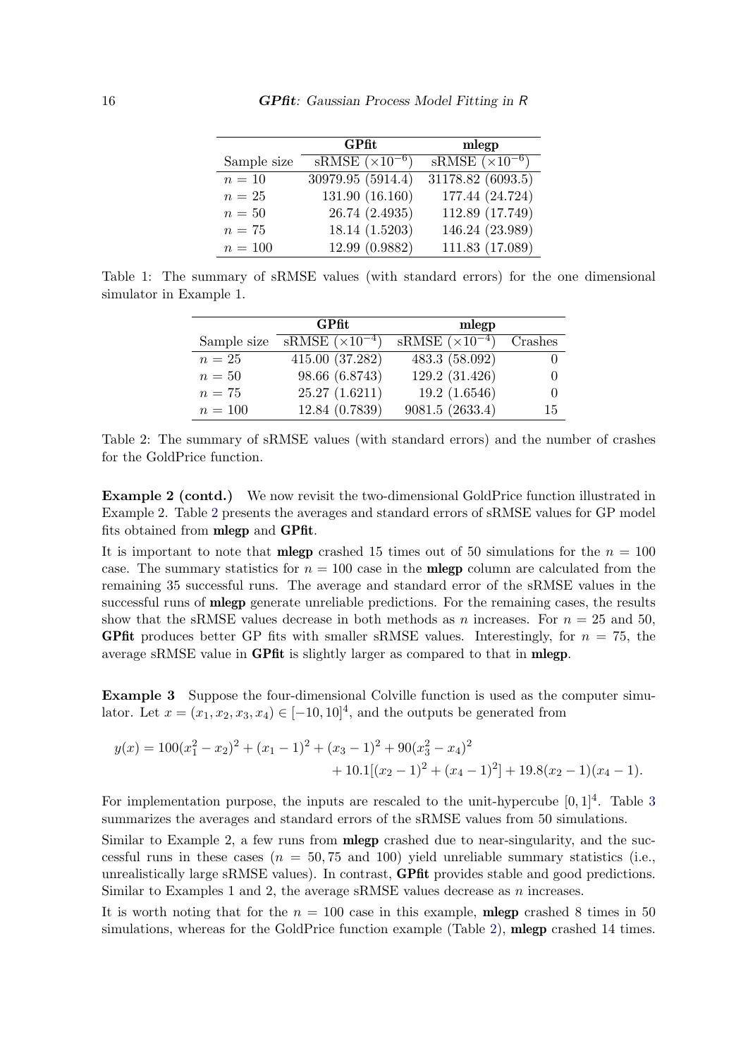| | GPfit | mlegp |
|---|---|---|
| Sample size | sRMSE ($\times 10^{-6}$) | sRMSE ($\times 10^{-6}$) |
| $n = 10$ | 30979.95 (5914.4) | 31178.82 (6093.5) |
| $n = 25$ | 131.90 (16.160) | 177.44 (24.724) |
| $n = 50$ | 26.74 (2.4935) | 112.89 (17.749) |
| $n = 75$ | 18.14 (1.5203) | 146.24 (23.989) |
| $n = 100$ | 12.99 (0.9882) | 111.83 (17.089) |

Table 1: The summary of sRMSE values (with standard errors) for the one dimensional simulator in Example 1.

| | GPfit | mlegp | |
|---|---|---|---|
| Sample size | sRMSE ($\times 10^{-4}$) | sRMSE ($\times 10^{-4}$) | Crashes |
| $n = 25$ | 415.00 (37.282) | 483.3 (58.092) | 0 |
| $n = 50$ | 98.66 (6.8743) | 129.2 (31.426) | 0 |
| $n = 75$ | 25.27 (1.6211) | 19.2 (1.6546) | 0 |
| $n = 100$ | 12.84 (0.7839) | 9081.5 (2633.4) | 15 |

Table 2: The summary of sRMSE values (with standard errors) and the number of crashes for the GoldPrice function.

**Example 2 (contd.)** We now revisit the two-dimensional GoldPrice function illustrated in Example 2. Table 2 presents the averages and standard errors of sRMSE values for GP model fits obtained from **mlegp** and **GPfit**.

It is important to note that **mlegp** crashed 15 times out of 50 simulations for the $n = 100$ case. The summary statistics for $n = 100$ case in the **mlegp** column are calculated from the remaining 35 successful runs. The average and standard error of the sRMSE values in the successful runs of **mlegp** generate unreliable predictions. For the remaining cases, the results show that the sRMSE values decrease in both methods as $n$ increases. For $n = 25$ and 50, **GPfit** produces better GP fits with smaller sRMSE values. Interestingly, for $n = 75$, the average sRMSE value in **GPfit** is slightly larger as compared to that in **mlegp**.

**Example 3** Suppose the four-dimensional Colville function is used as the computer simulator. Let $x = (x_1, x_2, x_3, x_4) \in [-10, 10]^4$, and the outputs be generated from

$$y(x) = 100(x_1^2 - x_2)^2 + (x_1 - 1)^2 + (x_3 - 1)^2 + 90(x_3^2 - x_4)^2 \\ + 10.1[(x_2 - 1)^2 + (x_4 - 1)^2] + 19.8(x_2 - 1)(x_4 - 1).$$

For implementation purpose, the inputs are rescaled to the unit-hypercube $[0, 1]^4$. Table 3 summarizes the averages and standard errors of the sRMSE values from 50 simulations.

Similar to Example 2, a few runs from **mlegp** crashed due to near-singularity, and the successful runs in these cases ($n = 50, 75$ and 100) yield unreliable summary statistics (i.e., unrealistically large sRMSE values). In contrast, **GPfit** provides stable and good predictions. Similar to Examples 1 and 2, the average sRMSE values decrease as $n$ increases.

It is worth noting that for the $n = 100$ case in this example, **mlegp** crashed 8 times in 50 simulations, whereas for the GoldPrice function example (Table 2), **mlegp** crashed 14 times.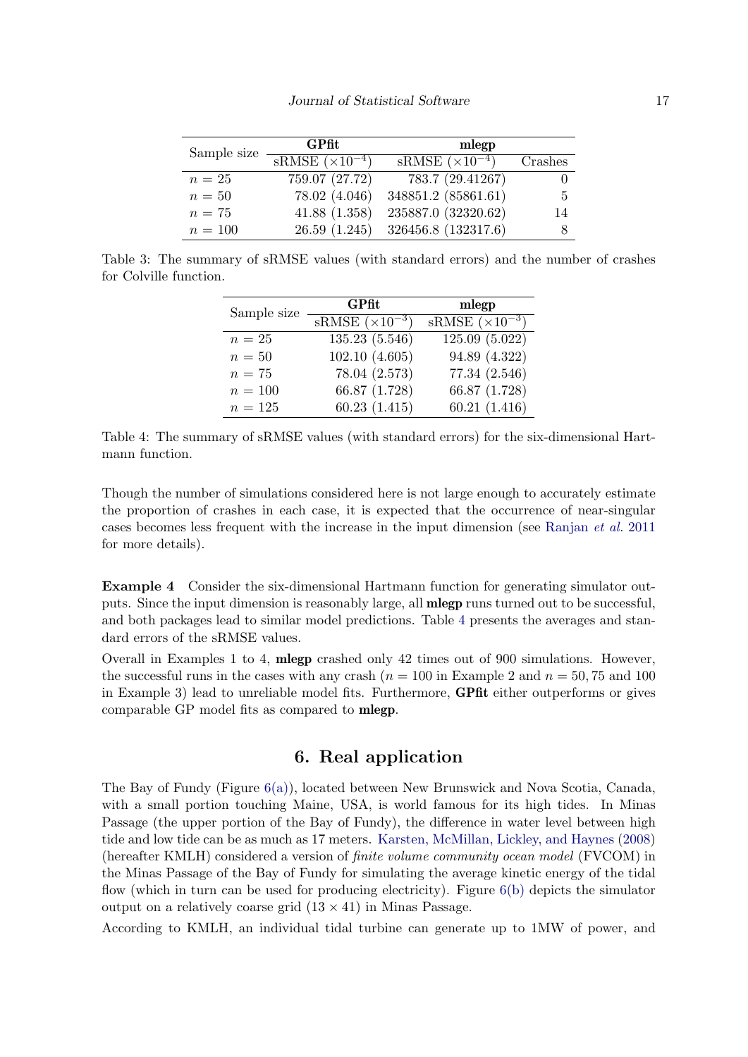| Sample size | **GPfit** | **mlegp** | |
|---|---|---|---|
| | sRMSE ($\times 10^{-4}$) | sRMSE ($\times 10^{-4}$) | Crashes |
| $n = 25$ | 759.07 (27.72) | 783.7 (29.41267) | 0 |
| $n = 50$ | 78.02 (4.046) | 348851.2 (85861.61) | 5 |
| $n = 75$ | 41.88 (1.358) | 235887.0 (32320.62) | 14 |
| $n = 100$ | 26.59 (1.245) | 326456.8 (132317.6) | 8 |

Table 3: The summary of sRMSE values (with standard errors) and the number of crashes for Colville function.

| Sample size | **GPfit** | **mlegp** |
|---|---|---|
| | sRMSE ($\times 10^{-3}$) | sRMSE ($\times 10^{-3}$) |
| $n = 25$ | 135.23 (5.546) | 125.09 (5.022) |
| $n = 50$ | 102.10 (4.605) | 94.89 (4.322) |
| $n = 75$ | 78.04 (2.573) | 77.34 (2.546) |
| $n = 100$ | 66.87 (1.728) | 66.87 (1.728) |
| $n = 125$ | 60.23 (1.415) | 60.21 (1.416) |

Table 4: The summary of sRMSE values (with standard errors) for the six-dimensional Hartmann function.

Though the number of simulations considered here is not large enough to accurately estimate the proportion of crashes in each case, it is expected that the occurrence of near-singular cases becomes less frequent with the increase in the input dimension (see Ranjan *et al.* 2011 for more details).

**Example 4** Consider the six-dimensional Hartmann function for generating simulator outputs. Since the input dimension is reasonably large, all **mlegp** runs turned out to be successful, and both packages lead to similar model predictions. Table 4 presents the averages and standard errors of the sRMSE values.

Overall in Examples 1 to 4, **mlegp** crashed only 42 times out of 900 simulations. However, the successful runs in the cases with any crash ($n = 100$ in Example 2 and $n = 50, 75$ and 100 in Example 3) lead to unreliable model fits. Furthermore, **GPfit** either outperforms or gives comparable GP model fits as compared to **mlegp**.

## 6. Real application

The Bay of Fundy (Figure 6(a)), located between New Brunswick and Nova Scotia, Canada, with a small portion touching Maine, USA, is world famous for its high tides. In Minas Passage (the upper portion of the Bay of Fundy), the difference in water level between high tide and low tide can be as much as 17 meters. Karsten, McMillan, Lickley, and Haynes (2008) (hereafter KMLH) considered a version of *finite volume community ocean model* (FVCOM) in the Minas Passage of the Bay of Fundy for simulating the average kinetic energy of the tidal flow (which in turn can be used for producing electricity). Figure 6(b) depicts the simulator output on a relatively coarse grid ($13 \times 41$) in Minas Passage.

According to KMLH, an individual tidal turbine can generate up to 1MW of power, and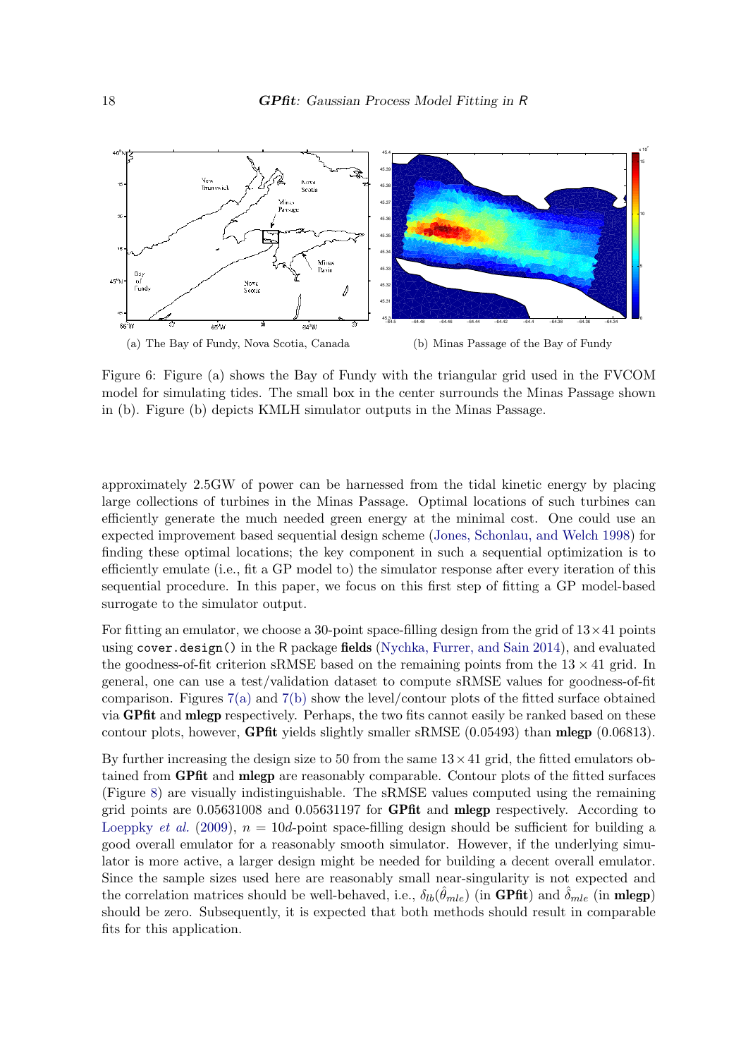(a) The Bay of Fundy, Nova Scotia, Canada

(b) Minas Passage of the Bay of Fundy

Figure 6: Figure (a) shows the Bay of Fundy with the triangular grid used in the FVCOM model for simulating tides. The small box in the center surrounds the Minas Passage shown in (b). Figure (b) depicts KMLH simulator outputs in the Minas Passage.

approximately 2.5GW of power can be harnessed from the tidal kinetic energy by placing large collections of turbines in the Minas Passage. Optimal locations of such turbines can efficiently generate the much needed green energy at the minimal cost. One could use an expected improvement based sequential design scheme (Jones, Schonlau, and Welch 1998) for finding these optimal locations; the key component in such a sequential optimization is to efficiently emulate (i.e., fit a GP model to) the simulator response after every iteration of this sequential procedure. In this paper, we focus on this first step of fitting a GP model-based surrogate to the simulator output.

For fitting an emulator, we choose a 30-point space-filling design from the grid of $13 \times 41$ points using `cover.design()` in the R package **fields** (Nychka, Furrer, and Sain 2014), and evaluated the goodness-of-fit criterion sRMSE based on the remaining points from the $13 \times 41$ grid. In general, one can use a test/validation dataset to compute sRMSE values for goodness-of-fit comparison. Figures 7(a) and 7(b) show the level/contour plots of the fitted surface obtained via **GPfit** and **mlegp** respectively. Perhaps, the two fits cannot easily be ranked based on these contour plots, however, **GPfit** yields slightly smaller sRMSE (0.05493) than **mlegp** (0.06813).

By further increasing the design size to 50 from the same $13 \times 41$ grid, the fitted emulators obtained from **GPfit** and **mlegp** are reasonably comparable. Contour plots of the fitted surfaces (Figure 8) are visually indistinguishable. The sRMSE values computed using the remaining grid points are 0.05631008 and 0.05631197 for **GPfit** and **mlegp** respectively. According to Loeppky *et al.* (2009), $n = 10d$-point space-filling design should be sufficient for building a good overall emulator for a reasonably smooth simulator. However, if the underlying simulator is more active, a larger design might be needed for building a decent overall emulator. Since the sample sizes used here are reasonably small near-singularity is not expected and the correlation matrices should be well-behaved, i.e., $\delta_{lb}(\hat{\theta}_{mle})$ (in **GPfit**) and $\hat{\delta}_{mle}$ (in **mlegp**) should be zero. Subsequently, it is expected that both methods should result in comparable fits for this application.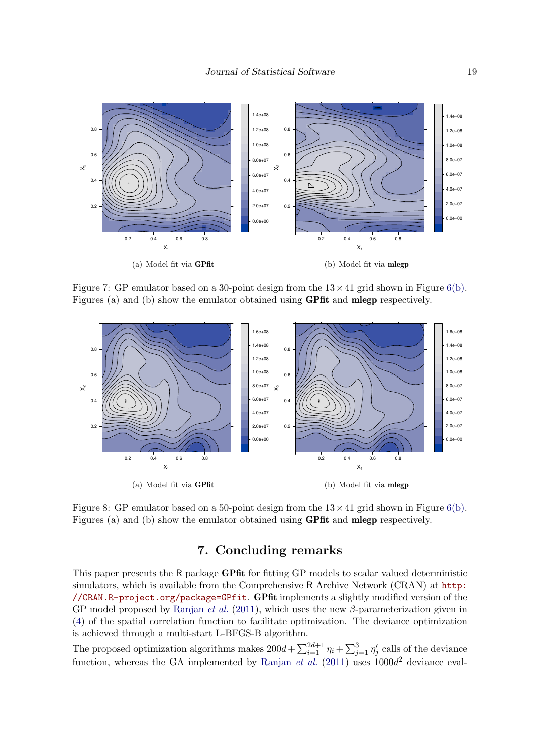(a) Model fit via **GPfit**

(b) Model fit via **mlegp**

Figure 7: GP emulator based on a 30-point design from the $13 \times 41$ grid shown in Figure 6(b). Figures (a) and (b) show the emulator obtained using **GPfit** and **mlegp** respectively.

(a) Model fit via **GPfit**

(b) Model fit via **mlegp**

Figure 8: GP emulator based on a 50-point design from the $13 \times 41$ grid shown in Figure 6(b). Figures (a) and (b) show the emulator obtained using **GPfit** and **mlegp** respectively.

# 7. Concluding remarks

This paper presents the R package **GPfit** for fitting GP models to scalar valued deterministic simulators, which is available from the Comprehensive R Archive Network (CRAN) at `http://CRAN.R-project.org/package=GPfit`. **GPfit** implements a slightly modified version of the GP model proposed by Ranjan *et al.* (2011), which uses the new $\beta$-parameterization given in (4) of the spatial correlation function to facilitate optimization. The deviance optimization is achieved through a multi-start L-BFGS-B algorithm.

The proposed optimization algorithms makes $200d + \sum_{i=1}^{2d+1} \eta_i + \sum_{j=1}^{3} \eta'_j$ calls of the deviance function, whereas the GA implemented by Ranjan *et al.* (2011) uses $1000d^2$ deviance eval-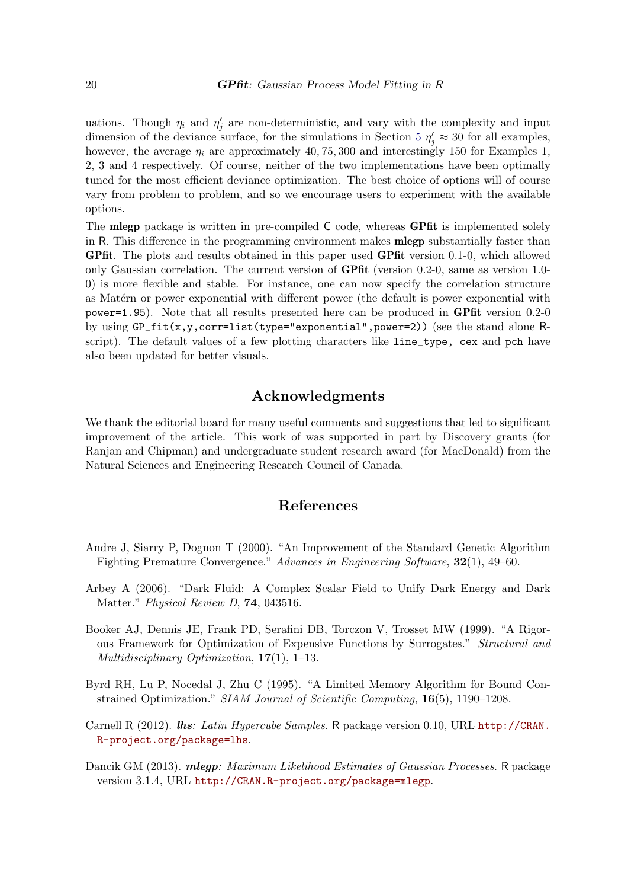uations. Though $\eta_i$ and $\eta'_j$ are non-deterministic, and vary with the complexity and input dimension of the deviance surface, for the simulations in Section 5 $\eta'_j \approx 30$ for all examples, however, the average $\eta_i$ are approximately $40, 75, 300$ and interestingly 150 for Examples 1, 2, 3 and 4 respectively. Of course, neither of the two implementations have been optimally tuned for the most efficient deviance optimization. The best choice of options will of course vary from problem to problem, and so we encourage users to experiment with the available options.

The **mlegp** package is written in pre-compiled C code, whereas **GPfit** is implemented solely in R. This difference in the programming environment makes **mlegp** substantially faster than **GPfit**. The plots and results obtained in this paper used **GPfit** version 0.1-0, which allowed only Gaussian correlation. The current version of **GPfit** (version 0.2-0, same as version 1.0-0) is more flexible and stable. For instance, one can now specify the correlation structure as Matérn or power exponential with different power (the default is power exponential with `power=1.95`). Note that all results presented here can be produced in **GPfit** version 0.2-0 by using `GP_fit(x,y,corr=list(type="exponential",power=2))` (see the stand alone R-script). The default values of a few plotting characters like `line_type`, `cex` and `pch` have also been updated for better visuals.

## Acknowledgments

We thank the editorial board for many useful comments and suggestions that led to significant improvement of the article. This work of was supported in part by Discovery grants (for Ranjan and Chipman) and undergraduate student research award (for MacDonald) from the Natural Sciences and Engineering Research Council of Canada.

## References

Andre J, Siarry P, Dognon T (2000). "An Improvement of the Standard Genetic Algorithm Fighting Premature Convergence." *Advances in Engineering Software*, **32**(1), 49–60.

Arbey A (2006). "Dark Fluid: A Complex Scalar Field to Unify Dark Energy and Dark Matter." *Physical Review D*, **74**, 043516.

Booker AJ, Dennis JE, Frank PD, Serafini DB, Torczon V, Trosset MW (1999). "A Rigorous Framework for Optimization of Expensive Functions by Surrogates." *Structural and Multidisciplinary Optimization*, **17**(1), 1–13.

Byrd RH, Lu P, Nocedal J, Zhu C (1995). "A Limited Memory Algorithm for Bound Constrained Optimization." *SIAM Journal of Scientific Computing*, **16**(5), 1190–1208.

Carnell R (2012). ***lhs**: Latin Hypercube Samples*. R package version 0.10, URL http://CRAN.R-project.org/package=lhs.

Dancik GM (2013). ***mlegp**: Maximum Likelihood Estimates of Gaussian Processes*. R package version 3.1.4, URL http://CRAN.R-project.org/package=mlegp.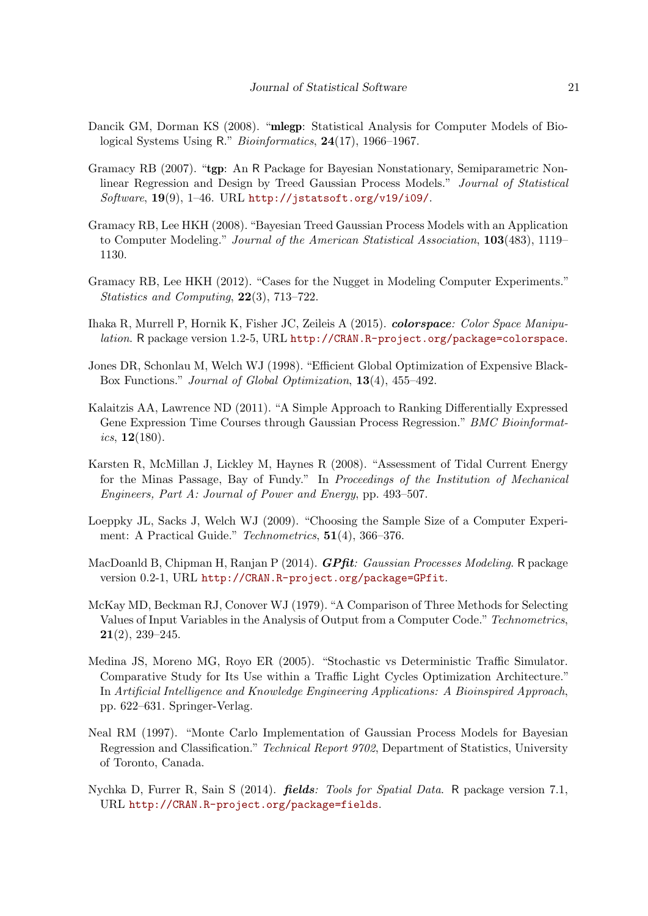Dancik GM, Dorman KS (2008). "**mlegp**: Statistical Analysis for Computer Models of Biological Systems Using R." *Bioinformatics*, **24**(17), 1966–1967.

Gramacy RB (2007). "**tgp**: An R Package for Bayesian Nonstationary, Semiparametric Nonlinear Regression and Design by Treed Gaussian Process Models." *Journal of Statistical Software*, **19**(9), 1–46. URL http://jstatsoft.org/v19/i09/.

Gramacy RB, Lee HKH (2008). "Bayesian Treed Gaussian Process Models with an Application to Computer Modeling." *Journal of the American Statistical Association*, **103**(483), 1119–1130.

Gramacy RB, Lee HKH (2012). "Cases for the Nugget in Modeling Computer Experiments." *Statistics and Computing*, **22**(3), 713–722.

Ihaka R, Murrell P, Hornik K, Fisher JC, Zeileis A (2015). ***colorspace**: Color Space Manipulation*. R package version 1.2-5, URL http://CRAN.R-project.org/package=colorspace.

Jones DR, Schonlau M, Welch WJ (1998). "Efficient Global Optimization of Expensive Black-Box Functions." *Journal of Global Optimization*, **13**(4), 455–492.

Kalaitzis AA, Lawrence ND (2011). "A Simple Approach to Ranking Differentially Expressed Gene Expression Time Courses through Gaussian Process Regression." *BMC Bioinformatics*, **12**(180).

Karsten R, McMillan J, Lickley M, Haynes R (2008). "Assessment of Tidal Current Energy for the Minas Passage, Bay of Fundy." In *Proceedings of the Institution of Mechanical Engineers, Part A: Journal of Power and Energy*, pp. 493–507.

Loeppky JL, Sacks J, Welch WJ (2009). "Choosing the Sample Size of a Computer Experiment: A Practical Guide." *Technometrics*, **51**(4), 366–376.

MacDoanld B, Chipman H, Ranjan P (2014). ***GPfit**: Gaussian Processes Modeling*. R package version 0.2-1, URL http://CRAN.R-project.org/package=GPfit.

McKay MD, Beckman RJ, Conover WJ (1979). "A Comparison of Three Methods for Selecting Values of Input Variables in the Analysis of Output from a Computer Code." *Technometrics*, **21**(2), 239–245.

Medina JS, Moreno MG, Royo ER (2005). "Stochastic vs Deterministic Traffic Simulator. Comparative Study for Its Use within a Traffic Light Cycles Optimization Architecture." In *Artificial Intelligence and Knowledge Engineering Applications: A Bioinspired Approach*, pp. 622–631. Springer-Verlag.

Neal RM (1997). "Monte Carlo Implementation of Gaussian Process Models for Bayesian Regression and Classification." *Technical Report 9702*, Department of Statistics, University of Toronto, Canada.

Nychka D, Furrer R, Sain S (2014). ***fields**: Tools for Spatial Data*. R package version 7.1, URL http://CRAN.R-project.org/package=fields.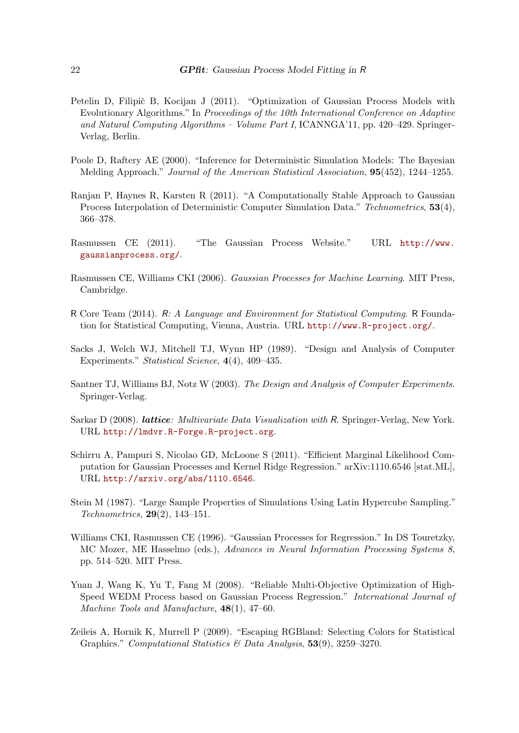Petelin D, Filipič B, Kocijan J (2011). "Optimization of Gaussian Process Models with Evolutionary Algorithms." In *Proceedings of the 10th International Conference on Adaptive and Natural Computing Algorithms – Volume Part I*, ICANNGA'11, pp. 420–429. Springer-Verlag, Berlin.

Poole D, Raftery AE (2000). "Inference for Deterministic Simulation Models: The Bayesian Melding Approach." *Journal of the American Statistical Association*, **95**(452), 1244–1255.

Ranjan P, Haynes R, Karsten R (2011). "A Computationally Stable Approach to Gaussian Process Interpolation of Deterministic Computer Simulation Data." *Technometrics*, **53**(4), 366–378.

Rasmussen CE (2011). "The Gaussian Process Website." URL http://www.gaussianprocess.org/.

Rasmussen CE, Williams CKI (2006). *Gaussian Processes for Machine Learning*. MIT Press, Cambridge.

R Core Team (2014). *R: A Language and Environment for Statistical Computing*. R Foundation for Statistical Computing, Vienna, Austria. URL http://www.R-project.org/.

Sacks J, Welch WJ, Mitchell TJ, Wynn HP (1989). "Design and Analysis of Computer Experiments." *Statistical Science*, **4**(4), 409–435.

Santner TJ, Williams BJ, Notz W (2003). *The Design and Analysis of Computer Experiments*. Springer-Verlag.

Sarkar D (2008). ***lattice**: Multivariate Data Visualization with R*. Springer-Verlag, New York. URL http://lmdvr.R-Forge.R-project.org.

Schirru A, Pampuri S, Nicolao GD, McLoone S (2011). "Efficient Marginal Likelihood Computation for Gaussian Processes and Kernel Ridge Regression." arXiv:1110.6546 [stat.ML], URL http://arxiv.org/abs/1110.6546.

Stein M (1987). "Large Sample Properties of Simulations Using Latin Hypercube Sampling." *Technometrics*, **29**(2), 143–151.

Williams CKI, Rasmussen CE (1996). "Gaussian Processes for Regression." In DS Touretzky, MC Mozer, ME Hasselmo (eds.), *Advances in Neural Information Processing Systems 8*, pp. 514–520. MIT Press.

Yuan J, Wang K, Yu T, Fang M (2008). "Reliable Multi-Objective Optimization of High-Speed WEDM Process based on Gaussian Process Regression." *International Journal of Machine Tools and Manufacture*, **48**(1), 47–60.

Zeileis A, Hornik K, Murrell P (2009). "Escaping RGBland: Selecting Colors for Statistical Graphics." *Computational Statistics & Data Analysis*, **53**(9), 3259–3270.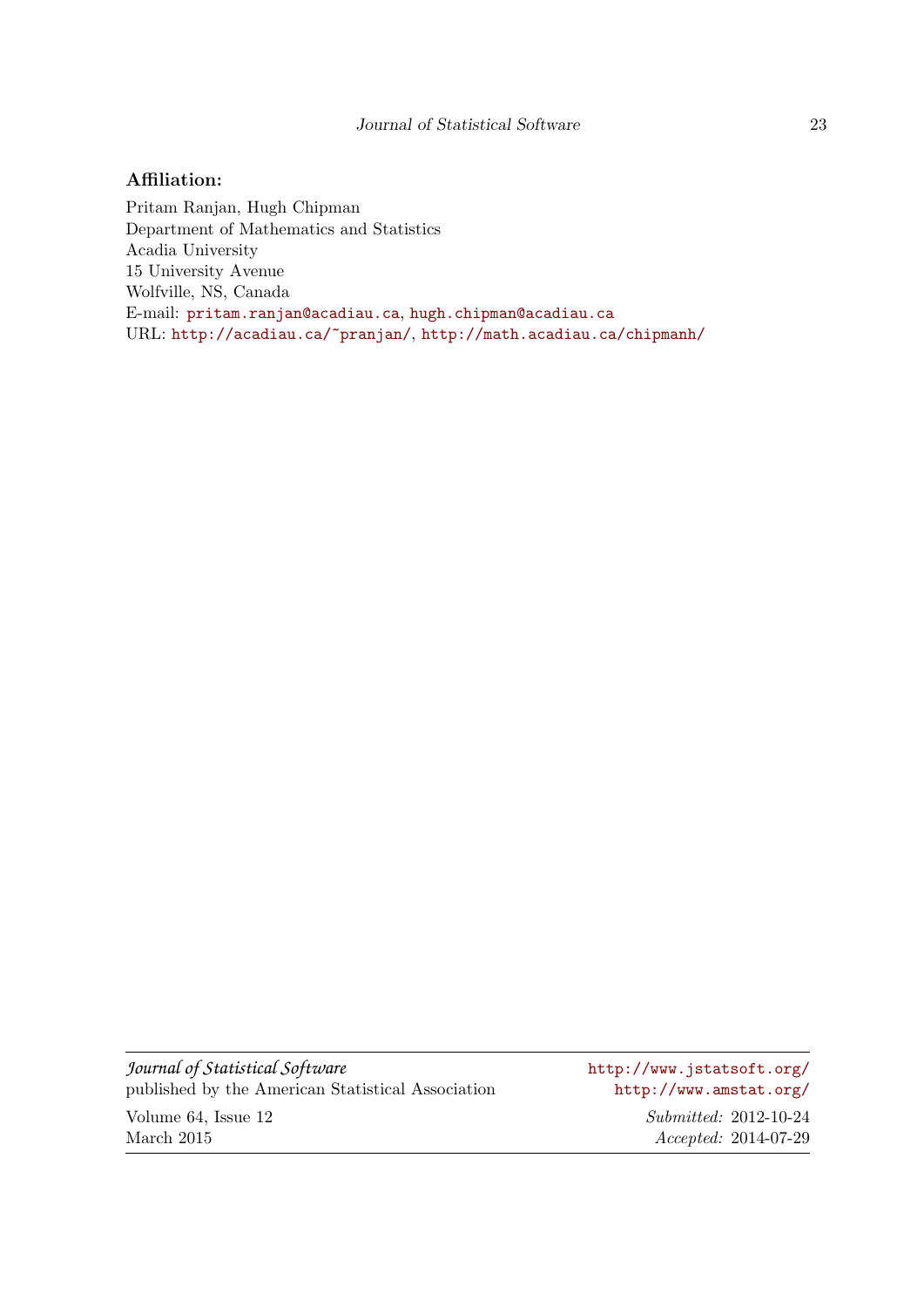**Affiliation:**

Pritam Ranjan, Hugh Chipman
Department of Mathematics and Statistics
Acadia University
15 University Avenue
Wolfville, NS, Canada
E-mail: pritam.ranjan@acadiau.ca, hugh.chipman@acadiau.ca
URL: http://acadiau.ca/~pranjan/, http://math.acadiau.ca/chipmanh/

| | |
|---|---|
| *Journal of Statistical Software* | http://www.jstatsoft.org/ |
| published by the American Statistical Association | http://www.amstat.org/ |
| Volume 64, Issue 12 | *Submitted:* 2012-10-24 |
| March 2015 | *Accepted:* 2014-07-29 |